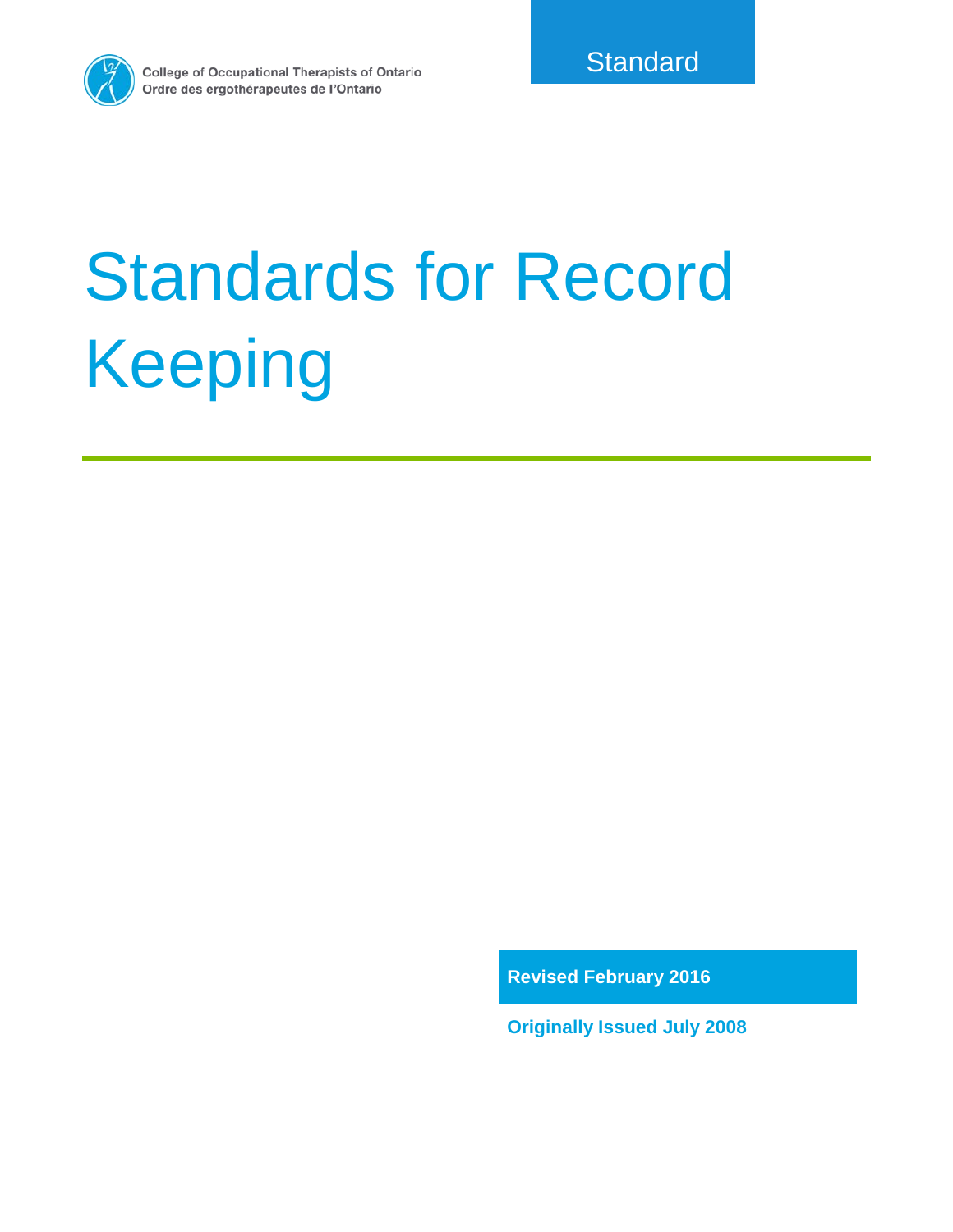College of Occupational Therapists of Ontario
Ordre des ergothérapeutes de l'Ontario

Standard

# Standards for Record Keeping

**Revised February 2016**

**Originally Issued July 2008**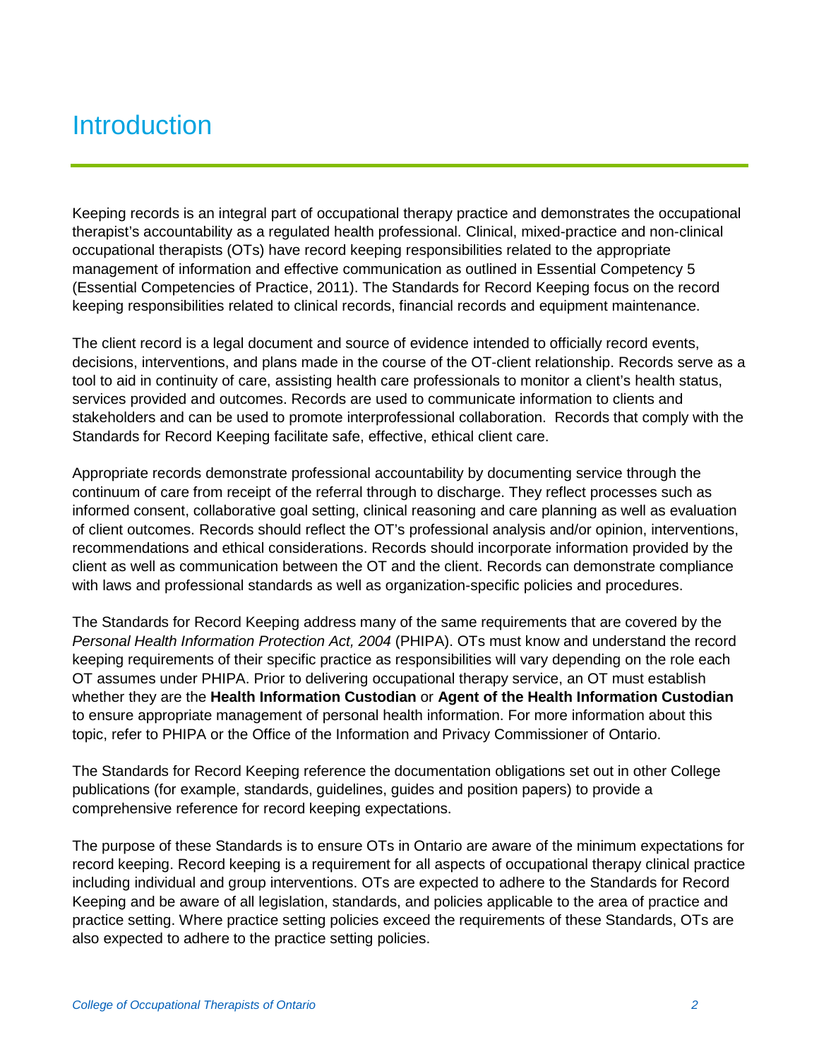# Introduction

Keeping records is an integral part of occupational therapy practice and demonstrates the occupational therapist's accountability as a regulated health professional. Clinical, mixed-practice and non-clinical occupational therapists (OTs) have record keeping responsibilities related to the appropriate management of information and effective communication as outlined in Essential Competency 5 (Essential Competencies of Practice, 2011). The Standards for Record Keeping focus on the record keeping responsibilities related to clinical records, financial records and equipment maintenance.

The client record is a legal document and source of evidence intended to officially record events, decisions, interventions, and plans made in the course of the OT-client relationship. Records serve as a tool to aid in continuity of care, assisting health care professionals to monitor a client's health status, services provided and outcomes. Records are used to communicate information to clients and stakeholders and can be used to promote interprofessional collaboration. Records that comply with the Standards for Record Keeping facilitate safe, effective, ethical client care.

Appropriate records demonstrate professional accountability by documenting service through the continuum of care from receipt of the referral through to discharge. They reflect processes such as informed consent, collaborative goal setting, clinical reasoning and care planning as well as evaluation of client outcomes. Records should reflect the OT's professional analysis and/or opinion, interventions, recommendations and ethical considerations. Records should incorporate information provided by the client as well as communication between the OT and the client. Records can demonstrate compliance with laws and professional standards as well as organization-specific policies and procedures.

The Standards for Record Keeping address many of the same requirements that are covered by the *Personal Health Information Protection Act, 2004* (PHIPA). OTs must know and understand the record keeping requirements of their specific practice as responsibilities will vary depending on the role each OT assumes under PHIPA. Prior to delivering occupational therapy service, an OT must establish whether they are the **Health Information Custodian** or **Agent of the Health Information Custodian** to ensure appropriate management of personal health information. For more information about this topic, refer to PHIPA or the Office of the Information and Privacy Commissioner of Ontario.

The Standards for Record Keeping reference the documentation obligations set out in other College publications (for example, standards, guidelines, guides and position papers) to provide a comprehensive reference for record keeping expectations.

The purpose of these Standards is to ensure OTs in Ontario are aware of the minimum expectations for record keeping. Record keeping is a requirement for all aspects of occupational therapy clinical practice including individual and group interventions. OTs are expected to adhere to the Standards for Record Keeping and be aware of all legislation, standards, and policies applicable to the area of practice and practice setting. Where practice setting policies exceed the requirements of these Standards, OTs are also expected to adhere to the practice setting policies.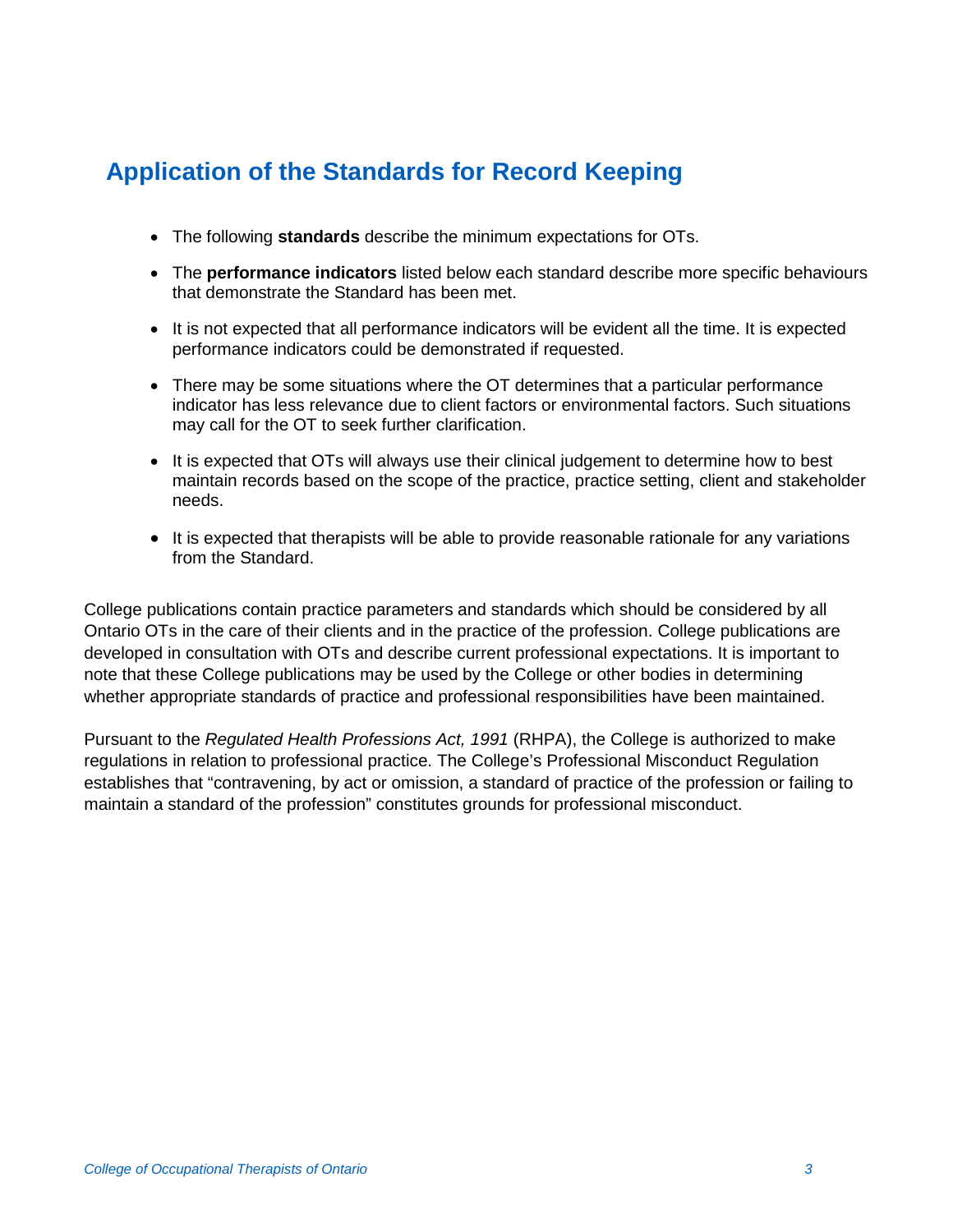## Application of the Standards for Record Keeping

- The following **standards** describe the minimum expectations for OTs.
- The **performance indicators** listed below each standard describe more specific behaviours that demonstrate the Standard has been met.
- It is not expected that all performance indicators will be evident all the time. It is expected performance indicators could be demonstrated if requested.
- There may be some situations where the OT determines that a particular performance indicator has less relevance due to client factors or environmental factors. Such situations may call for the OT to seek further clarification.
- It is expected that OTs will always use their clinical judgement to determine how to best maintain records based on the scope of the practice, practice setting, client and stakeholder needs.
- It is expected that therapists will be able to provide reasonable rationale for any variations from the Standard.

College publications contain practice parameters and standards which should be considered by all Ontario OTs in the care of their clients and in the practice of the profession. College publications are developed in consultation with OTs and describe current professional expectations. It is important to note that these College publications may be used by the College or other bodies in determining whether appropriate standards of practice and professional responsibilities have been maintained.

Pursuant to the *Regulated Health Professions Act, 1991* (RHPA), the College is authorized to make regulations in relation to professional practice. The College's Professional Misconduct Regulation establishes that "contravening, by act or omission, a standard of practice of the profession or failing to maintain a standard of the profession" constitutes grounds for professional misconduct.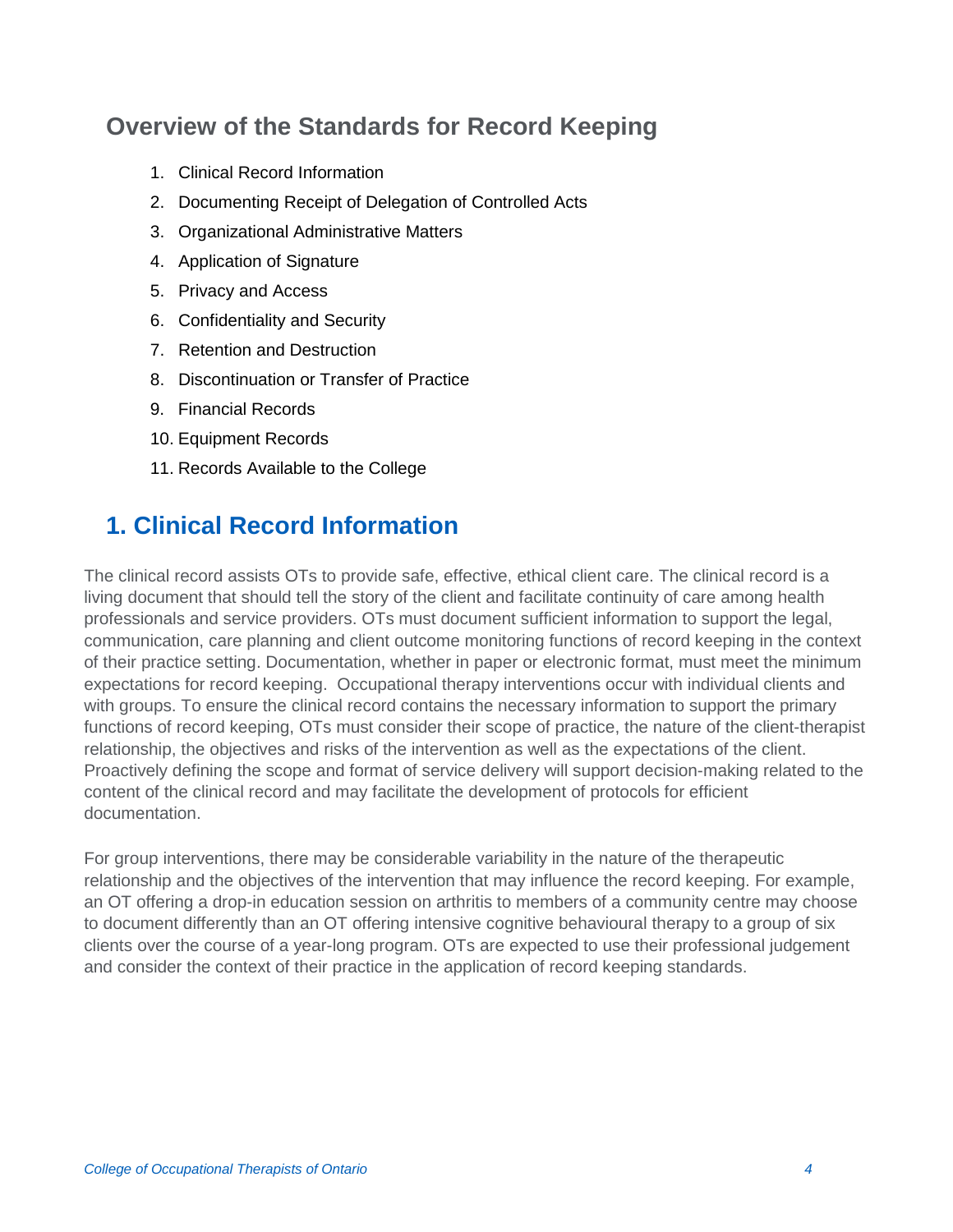## Overview of the Standards for Record Keeping

1. Clinical Record Information
2. Documenting Receipt of Delegation of Controlled Acts
3. Organizational Administrative Matters
4. Application of Signature
5. Privacy and Access
6. Confidentiality and Security
7. Retention and Destruction
8. Discontinuation or Transfer of Practice
9. Financial Records
10. Equipment Records
11. Records Available to the College

## 1. Clinical Record Information

The clinical record assists OTs to provide safe, effective, ethical client care. The clinical record is a living document that should tell the story of the client and facilitate continuity of care among health professionals and service providers. OTs must document sufficient information to support the legal, communication, care planning and client outcome monitoring functions of record keeping in the context of their practice setting. Documentation, whether in paper or electronic format, must meet the minimum expectations for record keeping. Occupational therapy interventions occur with individual clients and with groups. To ensure the clinical record contains the necessary information to support the primary functions of record keeping, OTs must consider their scope of practice, the nature of the client-therapist relationship, the objectives and risks of the intervention as well as the expectations of the client. Proactively defining the scope and format of service delivery will support decision-making related to the content of the clinical record and may facilitate the development of protocols for efficient documentation.

For group interventions, there may be considerable variability in the nature of the therapeutic relationship and the objectives of the intervention that may influence the record keeping. For example, an OT offering a drop-in education session on arthritis to members of a community centre may choose to document differently than an OT offering intensive cognitive behavioural therapy to a group of six clients over the course of a year-long program. OTs are expected to use their professional judgement and consider the context of their practice in the application of record keeping standards.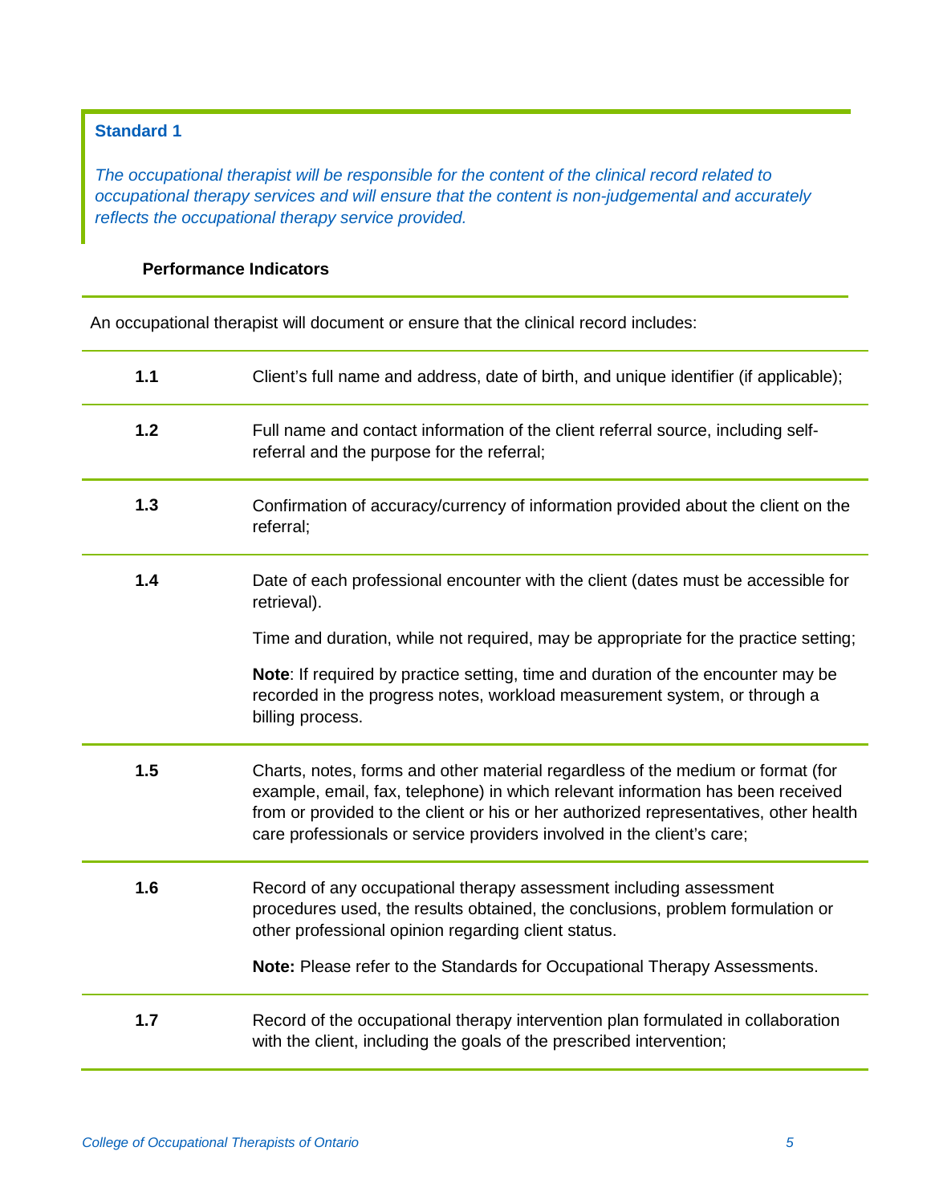### Standard 1

*The occupational therapist will be responsible for the content of the clinical record related to occupational therapy services and will ensure that the content is non-judgemental and accurately reflects the occupational therapy service provided.*

**Performance Indicators**

An occupational therapist will document or ensure that the clinical record includes:

| | |
|---|---|
| **1.1** | Client's full name and address, date of birth, and unique identifier (if applicable); |
| **1.2** | Full name and contact information of the client referral source, including self-referral and the purpose for the referral; |
| **1.3** | Confirmation of accuracy/currency of information provided about the client on the referral; |
| **1.4** | Date of each professional encounter with the client (dates must be accessible for retrieval).<br><br>Time and duration, while not required, may be appropriate for the practice setting;<br><br>**Note**: If required by practice setting, time and duration of the encounter may be recorded in the progress notes, workload measurement system, or through a billing process. |
| **1.5** | Charts, notes, forms and other material regardless of the medium or format (for example, email, fax, telephone) in which relevant information has been received from or provided to the client or his or her authorized representatives, other health care professionals or service providers involved in the client's care; |
| **1.6** | Record of any occupational therapy assessment including assessment procedures used, the results obtained, the conclusions, problem formulation or other professional opinion regarding client status.<br><br>**Note:** Please refer to the Standards for Occupational Therapy Assessments. |
| **1.7** | Record of the occupational therapy intervention plan formulated in collaboration with the client, including the goals of the prescribed intervention; |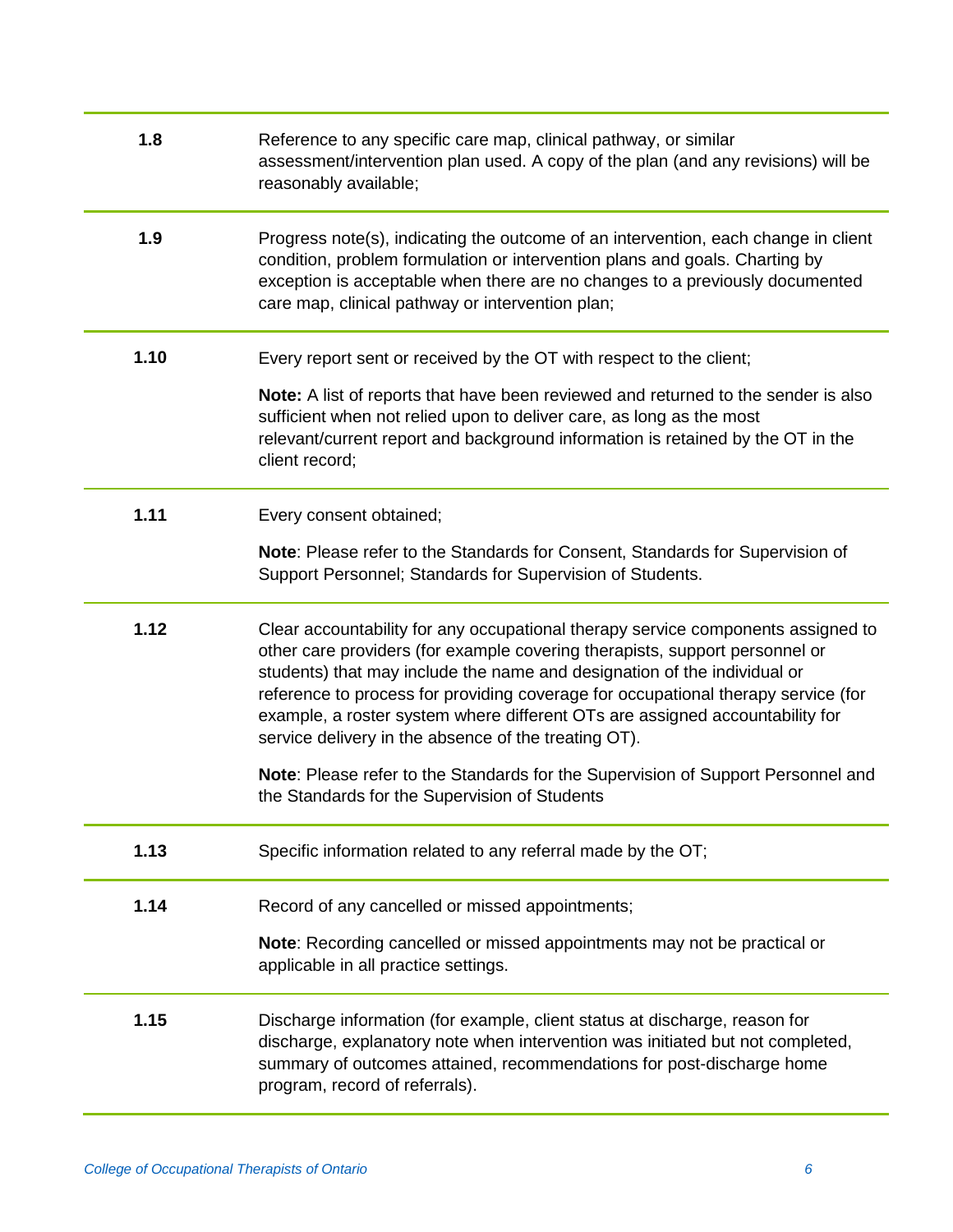| | |
|---|---|
| **1.8** | Reference to any specific care map, clinical pathway, or similar assessment/intervention plan used. A copy of the plan (and any revisions) will be reasonably available; |
| **1.9** | Progress note(s), indicating the outcome of an intervention, each change in client condition, problem formulation or intervention plans and goals. Charting by exception is acceptable when there are no changes to a previously documented care map, clinical pathway or intervention plan; |
| **1.10** | Every report sent or received by the OT with respect to the client;<br><br>**Note:** A list of reports that have been reviewed and returned to the sender is also sufficient when not relied upon to deliver care, as long as the most relevant/current report and background information is retained by the OT in the client record; |
| **1.11** | Every consent obtained;<br><br>**Note**: Please refer to the Standards for Consent, Standards for Supervision of Support Personnel; Standards for Supervision of Students. |
| **1.12** | Clear accountability for any occupational therapy service components assigned to other care providers (for example covering therapists, support personnel or students) that may include the name and designation of the individual or reference to process for providing coverage for occupational therapy service (for example, a roster system where different OTs are assigned accountability for service delivery in the absence of the treating OT).<br><br>**Note**: Please refer to the Standards for the Supervision of Support Personnel and the Standards for the Supervision of Students |
| **1.13** | Specific information related to any referral made by the OT; |
| **1.14** | Record of any cancelled or missed appointments;<br><br>**Note**: Recording cancelled or missed appointments may not be practical or applicable in all practice settings. |
| **1.15** | Discharge information (for example, client status at discharge, reason for discharge, explanatory note when intervention was initiated but not completed, summary of outcomes attained, recommendations for post-discharge home program, record of referrals). |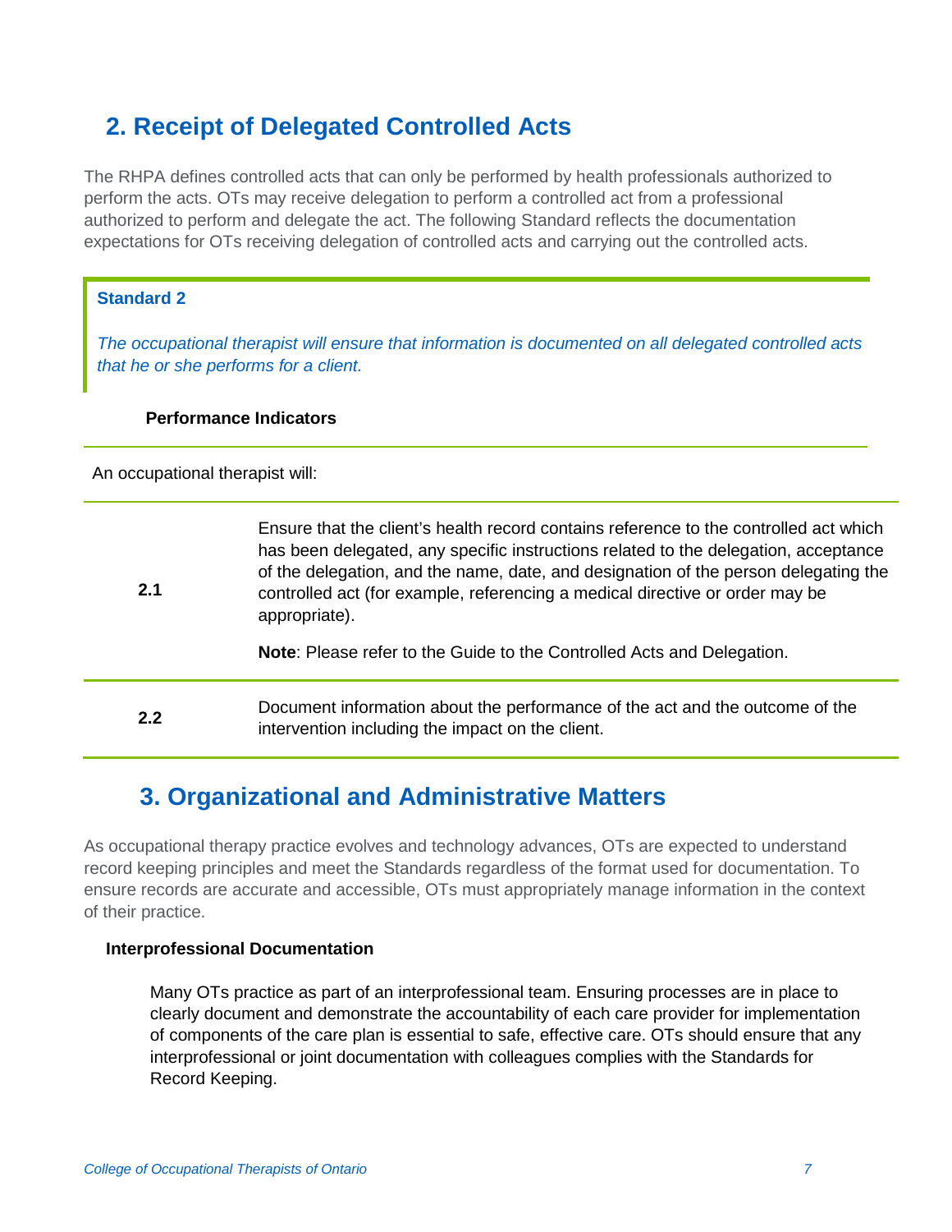## 2. Receipt of Delegated Controlled Acts

The RHPA defines controlled acts that can only be performed by health professionals authorized to perform the acts. OTs may receive delegation to perform a controlled act from a professional authorized to perform and delegate the act. The following Standard reflects the documentation expectations for OTs receiving delegation of controlled acts and carrying out the controlled acts.

**Standard 2**

*The occupational therapist will ensure that information is documented on all delegated controlled acts that he or she performs for a client.*

**Performance Indicators**

An occupational therapist will:

| | |
|---|---|
| **2.1** | Ensure that the client's health record contains reference to the controlled act which has been delegated, any specific instructions related to the delegation, acceptance of the delegation, and the name, date, and designation of the person delegating the controlled act (for example, referencing a medical directive or order may be appropriate).<br><br>**Note**: Please refer to the Guide to the Controlled Acts and Delegation. |
| **2.2** | Document information about the performance of the act and the outcome of the intervention including the impact on the client. |

## 3. Organizational and Administrative Matters

As occupational therapy practice evolves and technology advances, OTs are expected to understand record keeping principles and meet the Standards regardless of the format used for documentation. To ensure records are accurate and accessible, OTs must appropriately manage information in the context of their practice.

**Interprofessional Documentation**

Many OTs practice as part of an interprofessional team. Ensuring processes are in place to clearly document and demonstrate the accountability of each care provider for implementation of components of the care plan is essential to safe, effective care. OTs should ensure that any interprofessional or joint documentation with colleagues complies with the Standards for Record Keeping.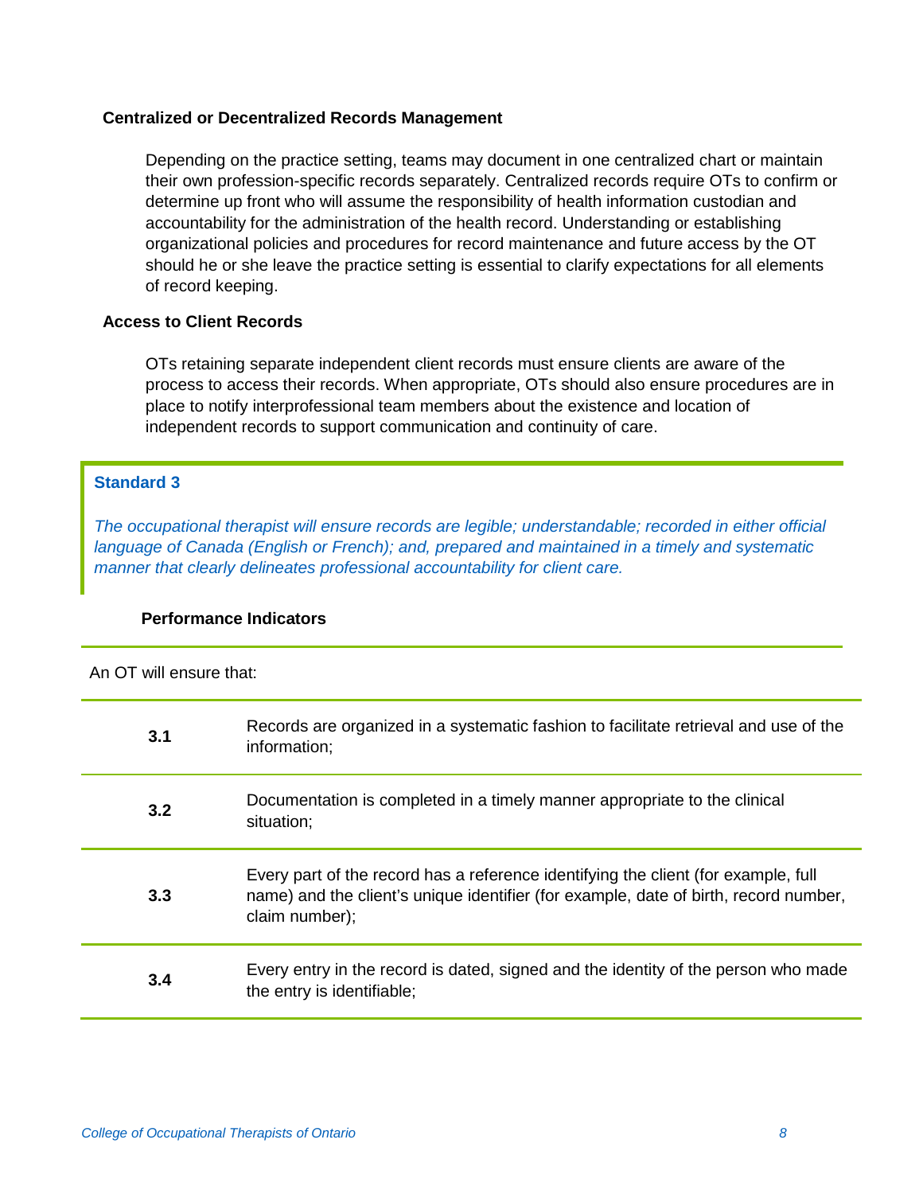### Centralized or Decentralized Records Management

Depending on the practice setting, teams may document in one centralized chart or maintain their own profession-specific records separately. Centralized records require OTs to confirm or determine up front who will assume the responsibility of health information custodian and accountability for the administration of the health record. Understanding or establishing organizational policies and procedures for record maintenance and future access by the OT should he or she leave the practice setting is essential to clarify expectations for all elements of record keeping.

### Access to Client Records

OTs retaining separate independent client records must ensure clients are aware of the process to access their records. When appropriate, OTs should also ensure procedures are in place to notify interprofessional team members about the existence and location of independent records to support communication and continuity of care.

## Standard 3

*The occupational therapist will ensure records are legible; understandable; recorded in either official language of Canada (English or French); and, prepared and maintained in a timely and systematic manner that clearly delineates professional accountability for client care.*

**Performance Indicators**

An OT will ensure that:

| | |
|---|---|
| **3.1** | Records are organized in a systematic fashion to facilitate retrieval and use of the information; |
| **3.2** | Documentation is completed in a timely manner appropriate to the clinical situation; |
| **3.3** | Every part of the record has a reference identifying the client (for example, full name) and the client's unique identifier (for example, date of birth, record number, claim number); |
| **3.4** | Every entry in the record is dated, signed and the identity of the person who made the entry is identifiable; |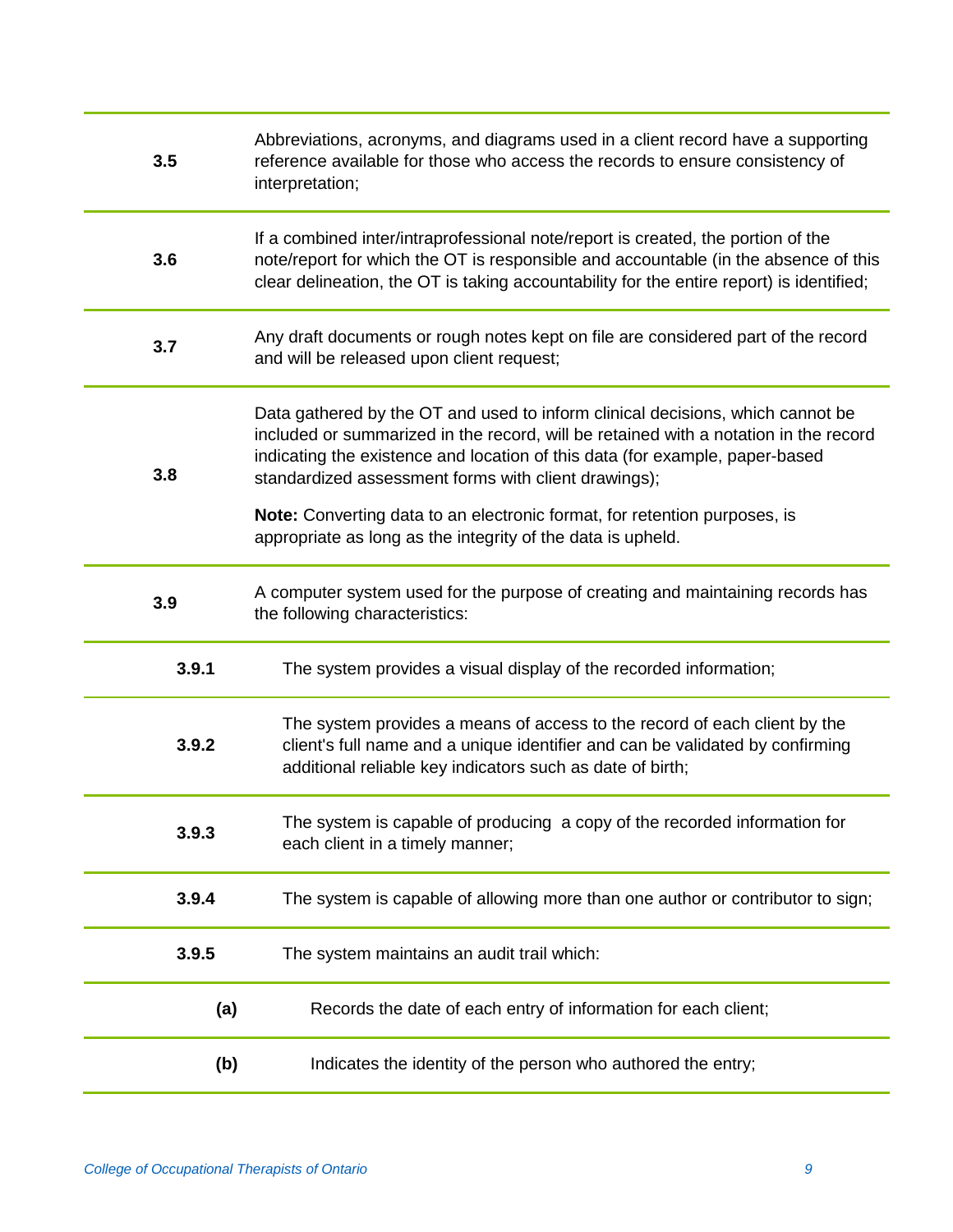| | |
|---|---|
| **3.5** | Abbreviations, acronyms, and diagrams used in a client record have a supporting reference available for those who access the records to ensure consistency of interpretation; |
| **3.6** | If a combined inter/intraprofessional note/report is created, the portion of the note/report for which the OT is responsible and accountable (in the absence of this clear delineation, the OT is taking accountability for the entire report) is identified; |
| **3.7** | Any draft documents or rough notes kept on file are considered part of the record and will be released upon client request; |
| **3.8** | Data gathered by the OT and used to inform clinical decisions, which cannot be included or summarized in the record, will be retained with a notation in the record indicating the existence and location of this data (for example, paper-based standardized assessment forms with client drawings);<br><br>**Note:** Converting data to an electronic format, for retention purposes, is appropriate as long as the integrity of the data is upheld. |
| **3.9** | A computer system used for the purpose of creating and maintaining records has the following characteristics: |
| **3.9.1** | The system provides a visual display of the recorded information; |
| **3.9.2** | The system provides a means of access to the record of each client by the client's full name and a unique identifier and can be validated by confirming additional reliable key indicators such as date of birth; |
| **3.9.3** | The system is capable of producing a copy of the recorded information for each client in a timely manner; |
| **3.9.4** | The system is capable of allowing more than one author or contributor to sign; |
| **3.9.5** | The system maintains an audit trail which: |
| **(a)** | Records the date of each entry of information for each client; |
| **(b)** | Indicates the identity of the person who authored the entry; |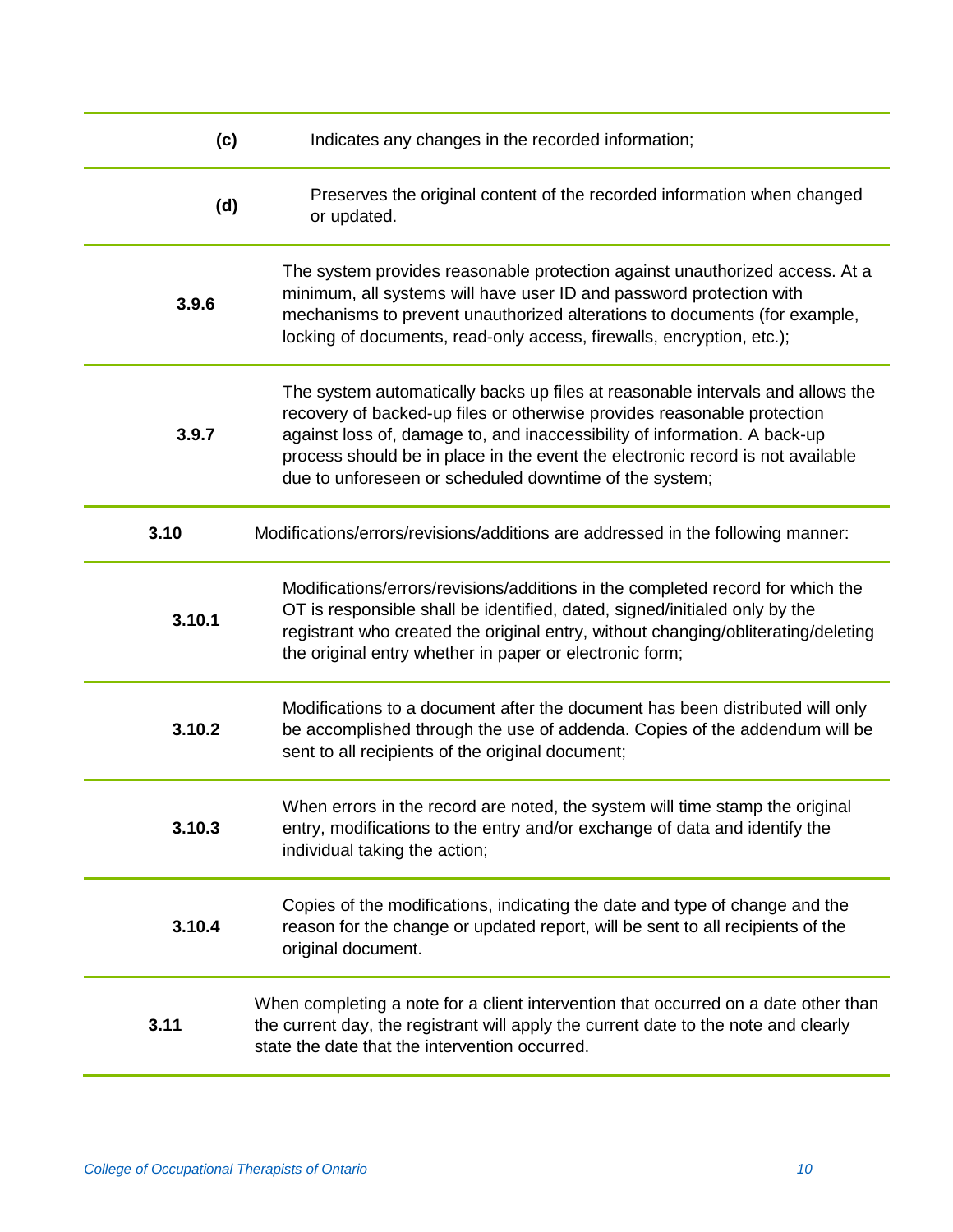| | |
|---|---|
| **(c)** | Indicates any changes in the recorded information; |
| **(d)** | Preserves the original content of the recorded information when changed or updated. |
| **3.9.6** | The system provides reasonable protection against unauthorized access. At a minimum, all systems will have user ID and password protection with mechanisms to prevent unauthorized alterations to documents (for example, locking of documents, read-only access, firewalls, encryption, etc.); |
| **3.9.7** | The system automatically backs up files at reasonable intervals and allows the recovery of backed-up files or otherwise provides reasonable protection against loss of, damage to, and inaccessibility of information. A back-up process should be in place in the event the electronic record is not available due to unforeseen or scheduled downtime of the system; |
| **3.10** | Modifications/errors/revisions/additions are addressed in the following manner: |
| **3.10.1** | Modifications/errors/revisions/additions in the completed record for which the OT is responsible shall be identified, dated, signed/initialed only by the registrant who created the original entry, without changing/obliterating/deleting the original entry whether in paper or electronic form; |
| **3.10.2** | Modifications to a document after the document has been distributed will only be accomplished through the use of addenda. Copies of the addendum will be sent to all recipients of the original document; |
| **3.10.3** | When errors in the record are noted, the system will time stamp the original entry, modifications to the entry and/or exchange of data and identify the individual taking the action; |
| **3.10.4** | Copies of the modifications, indicating the date and type of change and the reason for the change or updated report, will be sent to all recipients of the original document. |
| **3.11** | When completing a note for a client intervention that occurred on a date other than the current day, the registrant will apply the current date to the note and clearly state the date that the intervention occurred. |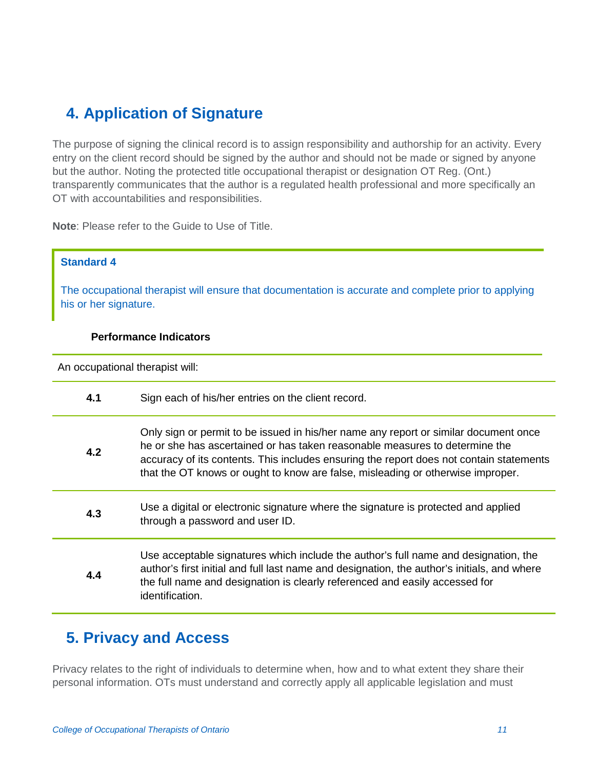## 4. Application of Signature

The purpose of signing the clinical record is to assign responsibility and authorship for an activity. Every entry on the client record should be signed by the author and should not be made or signed by anyone but the author. Noting the protected title occupational therapist or designation OT Reg. (Ont.) transparently communicates that the author is a regulated health professional and more specifically an OT with accountabilities and responsibilities.

**Note**: Please refer to the Guide to Use of Title.

> **Standard 4**
>
> The occupational therapist will ensure that documentation is accurate and complete prior to applying his or her signature.

**Performance Indicators**

| An occupational therapist will: | |
|---|---|
| **4.1** | Sign each of his/her entries on the client record. |
| **4.2** | Only sign or permit to be issued in his/her name any report or similar document once he or she has ascertained or has taken reasonable measures to determine the accuracy of its contents. This includes ensuring the report does not contain statements that the OT knows or ought to know are false, misleading or otherwise improper. |
| **4.3** | Use a digital or electronic signature where the signature is protected and applied through a password and user ID. |
| **4.4** | Use acceptable signatures which include the author's full name and designation, the author's first initial and full last name and designation, the author's initials, and where the full name and designation is clearly referenced and easily accessed for identification. |

## 5. Privacy and Access

Privacy relates to the right of individuals to determine when, how and to what extent they share their personal information. OTs must understand and correctly apply all applicable legislation and must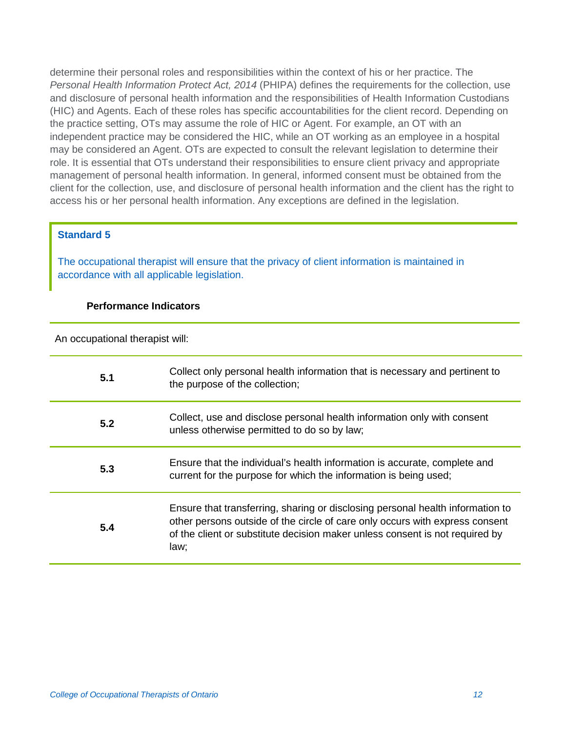determine their personal roles and responsibilities within the context of his or her practice. The *Personal Health Information Protect Act, 2014* (PHIPA) defines the requirements for the collection, use and disclosure of personal health information and the responsibilities of Health Information Custodians (HIC) and Agents. Each of these roles has specific accountabilities for the client record. Depending on the practice setting, OTs may assume the role of HIC or Agent. For example, an OT with an independent practice may be considered the HIC, while an OT working as an employee in a hospital may be considered an Agent. OTs are expected to consult the relevant legislation to determine their role. It is essential that OTs understand their responsibilities to ensure client privacy and appropriate management of personal health information. In general, informed consent must be obtained from the client for the collection, use, and disclosure of personal health information and the client has the right to access his or her personal health information. Any exceptions are defined in the legislation.

### Standard 5

The occupational therapist will ensure that the privacy of client information is maintained in accordance with all applicable legislation.

**Performance Indicators**

An occupational therapist will:

| | |
|---|---|
| **5.1** | Collect only personal health information that is necessary and pertinent to the purpose of the collection; |
| **5.2** | Collect, use and disclose personal health information only with consent unless otherwise permitted to do so by law; |
| **5.3** | Ensure that the individual's health information is accurate, complete and current for the purpose for which the information is being used; |
| **5.4** | Ensure that transferring, sharing or disclosing personal health information to other persons outside of the circle of care only occurs with express consent of the client or substitute decision maker unless consent is not required by law; |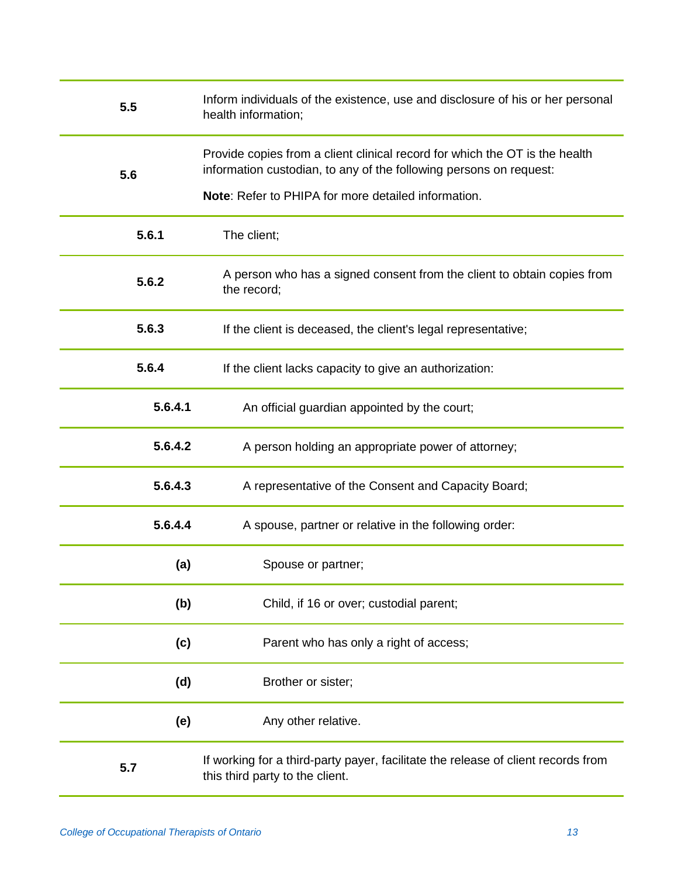| | |
|---|---|
| **5.5** | Inform individuals of the existence, use and disclosure of his or her personal health information; |
| **5.6** | Provide copies from a client clinical record for which the OT is the health information custodian, to any of the following persons on request:<br><br>**Note**: Refer to PHIPA for more detailed information. |
| **5.6.1** | The client; |
| **5.6.2** | A person who has a signed consent from the client to obtain copies from the record; |
| **5.6.3** | If the client is deceased, the client's legal representative; |
| **5.6.4** | If the client lacks capacity to give an authorization: |
| **5.6.4.1** | An official guardian appointed by the court; |
| **5.6.4.2** | A person holding an appropriate power of attorney; |
| **5.6.4.3** | A representative of the Consent and Capacity Board; |
| **5.6.4.4** | A spouse, partner or relative in the following order: |
| **(a)** | Spouse or partner; |
| **(b)** | Child, if 16 or over; custodial parent; |
| **(c)** | Parent who has only a right of access; |
| **(d)** | Brother or sister; |
| **(e)** | Any other relative. |
| **5.7** | If working for a third-party payer, facilitate the release of client records from this third party to the client. |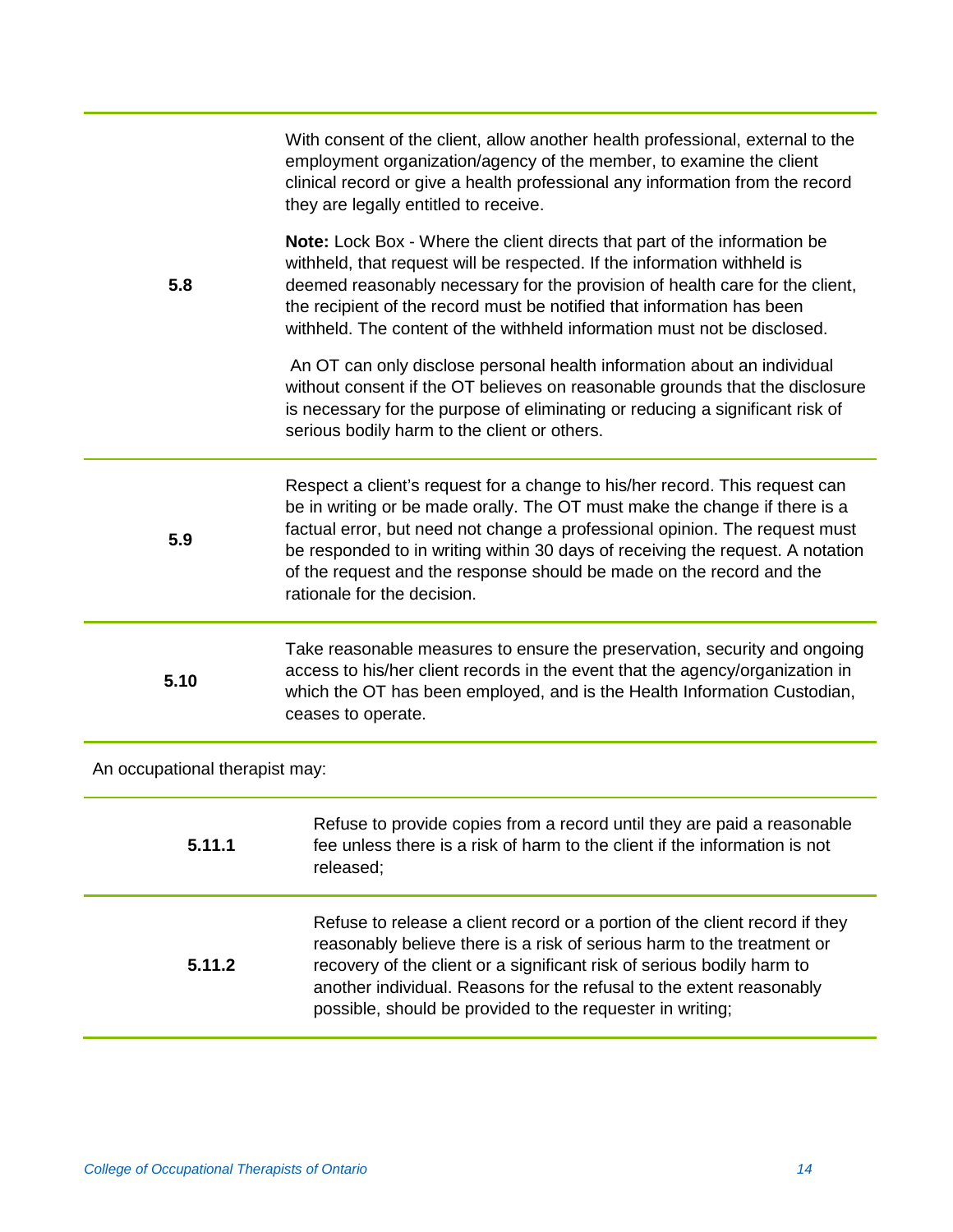| | |
|---|---|
| **5.8** | With consent of the client, allow another health professional, external to the employment organization/agency of the member, to examine the client clinical record or give a health professional any information from the record they are legally entitled to receive.<br><br>**Note:** Lock Box - Where the client directs that part of the information be withheld, that request will be respected. If the information withheld is deemed reasonably necessary for the provision of health care for the client, the recipient of the record must be notified that information has been withheld. The content of the withheld information must not be disclosed.<br><br>An OT can only disclose personal health information about an individual without consent if the OT believes on reasonable grounds that the disclosure is necessary for the purpose of eliminating or reducing a significant risk of serious bodily harm to the client or others. |
| **5.9** | Respect a client's request for a change to his/her record. This request can be in writing or be made orally. The OT must make the change if there is a factual error, but need not change a professional opinion. The request must be responded to in writing within 30 days of receiving the request. A notation of the request and the response should be made on the record and the rationale for the decision. |
| **5.10** | Take reasonable measures to ensure the preservation, security and ongoing access to his/her client records in the event that the agency/organization in which the OT has been employed, and is the Health Information Custodian, ceases to operate. |

An occupational therapist may:

| | |
|---|---|
| **5.11.1** | Refuse to provide copies from a record until they are paid a reasonable fee unless there is a risk of harm to the client if the information is not released; |
| **5.11.2** | Refuse to release a client record or a portion of the client record if they reasonably believe there is a risk of serious harm to the treatment or recovery of the client or a significant risk of serious bodily harm to another individual. Reasons for the refusal to the extent reasonably possible, should be provided to the requester in writing; |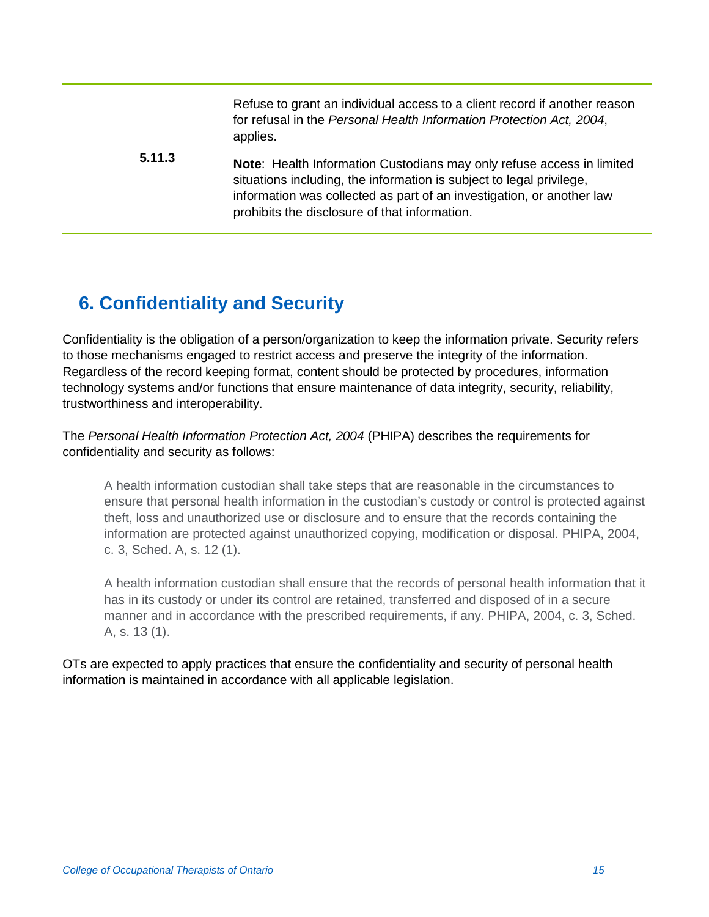| | |
|---|---|
| 5.11.3 | Refuse to grant an individual access to a client record if another reason for refusal in the *Personal Health Information Protection Act, 2004*, applies.<br><br>**Note**: Health Information Custodians may only refuse access in limited situations including, the information is subject to legal privilege, information was collected as part of an investigation, or another law prohibits the disclosure of that information. |

## 6. Confidentiality and Security

Confidentiality is the obligation of a person/organization to keep the information private. Security refers to those mechanisms engaged to restrict access and preserve the integrity of the information. Regardless of the record keeping format, content should be protected by procedures, information technology systems and/or functions that ensure maintenance of data integrity, security, reliability, trustworthiness and interoperability.

The *Personal Health Information Protection Act, 2004* (PHIPA) describes the requirements for confidentiality and security as follows:

> A health information custodian shall take steps that are reasonable in the circumstances to ensure that personal health information in the custodian's custody or control is protected against theft, loss and unauthorized use or disclosure and to ensure that the records containing the information are protected against unauthorized copying, modification or disposal. PHIPA, 2004, c. 3, Sched. A, s. 12 (1).
>
> A health information custodian shall ensure that the records of personal health information that it has in its custody or under its control are retained, transferred and disposed of in a secure manner and in accordance with the prescribed requirements, if any. PHIPA, 2004, c. 3, Sched. A, s. 13 (1).

OTs are expected to apply practices that ensure the confidentiality and security of personal health information is maintained in accordance with all applicable legislation.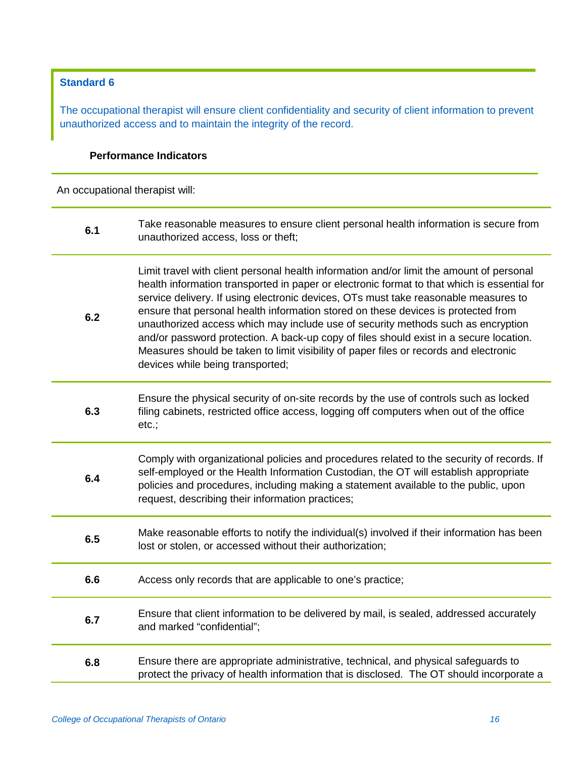### Standard 6

The occupational therapist will ensure client confidentiality and security of client information to prevent unauthorized access and to maintain the integrity of the record.

**Performance Indicators**

An occupational therapist will:

| | |
|---|---|
| **6.1** | Take reasonable measures to ensure client personal health information is secure from unauthorized access, loss or theft; |
| **6.2** | Limit travel with client personal health information and/or limit the amount of personal health information transported in paper or electronic format to that which is essential for service delivery. If using electronic devices, OTs must take reasonable measures to ensure that personal health information stored on these devices is protected from unauthorized access which may include use of security methods such as encryption and/or password protection. A back-up copy of files should exist in a secure location. Measures should be taken to limit visibility of paper files or records and electronic devices while being transported; |
| **6.3** | Ensure the physical security of on-site records by the use of controls such as locked filing cabinets, restricted office access, logging off computers when out of the office etc.; |
| **6.4** | Comply with organizational policies and procedures related to the security of records. If self-employed or the Health Information Custodian, the OT will establish appropriate policies and procedures, including making a statement available to the public, upon request, describing their information practices; |
| **6.5** | Make reasonable efforts to notify the individual(s) involved if their information has been lost or stolen, or accessed without their authorization; |
| **6.6** | Access only records that are applicable to one's practice; |
| **6.7** | Ensure that client information to be delivered by mail, is sealed, addressed accurately and marked "confidential"; |
| **6.8** | Ensure there are appropriate administrative, technical, and physical safeguards to protect the privacy of health information that is disclosed. The OT should incorporate a |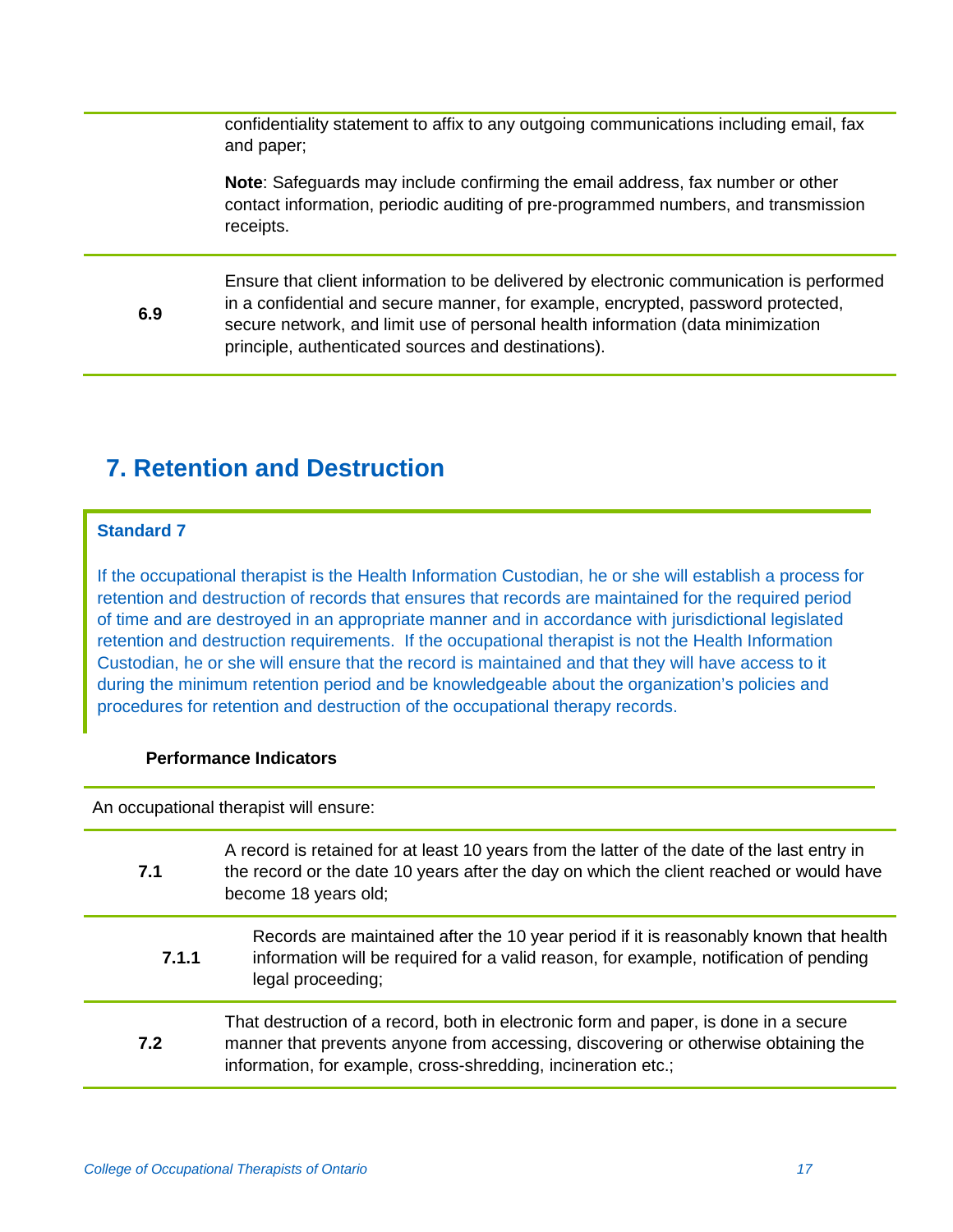| | |
|---|---|
| | confidentiality statement to affix to any outgoing communications including email, fax and paper;<br><br>**Note**: Safeguards may include confirming the email address, fax number or other contact information, periodic auditing of pre-programmed numbers, and transmission receipts. |
| **6.9** | Ensure that client information to be delivered by electronic communication is performed in a confidential and secure manner, for example, encrypted, password protected, secure network, and limit use of personal health information (data minimization principle, authenticated sources and destinations). |

## 7. Retention and Destruction

**Standard 7**

If the occupational therapist is the Health Information Custodian, he or she will establish a process for retention and destruction of records that ensures that records are maintained for the required period of time and are destroyed in an appropriate manner and in accordance with jurisdictional legislated retention and destruction requirements. If the occupational therapist is not the Health Information Custodian, he or she will ensure that the record is maintained and that they will have access to it during the minimum retention period and be knowledgeable about the organization's policies and procedures for retention and destruction of the occupational therapy records.

**Performance Indicators**

An occupational therapist will ensure:

| | |
|---|---|
| **7.1** | A record is retained for at least 10 years from the latter of the date of the last entry in the record or the date 10 years after the day on which the client reached or would have become 18 years old; |
| **7.1.1** | Records are maintained after the 10 year period if it is reasonably known that health information will be required for a valid reason, for example, notification of pending legal proceeding; |
| **7.2** | That destruction of a record, both in electronic form and paper, is done in a secure manner that prevents anyone from accessing, discovering or otherwise obtaining the information, for example, cross-shredding, incineration etc.; |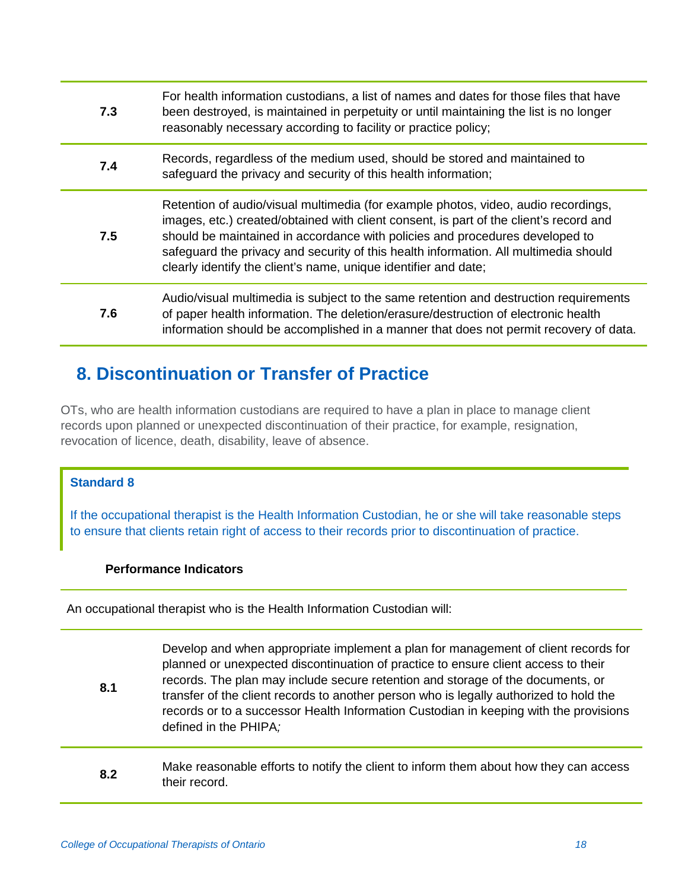| | |
|---|---|
| **7.3** | For health information custodians, a list of names and dates for those files that have been destroyed, is maintained in perpetuity or until maintaining the list is no longer reasonably necessary according to facility or practice policy; |
| **7.4** | Records, regardless of the medium used, should be stored and maintained to safeguard the privacy and security of this health information; |
| **7.5** | Retention of audio/visual multimedia (for example photos, video, audio recordings, images, etc.) created/obtained with client consent, is part of the client's record and should be maintained in accordance with policies and procedures developed to safeguard the privacy and security of this health information. All multimedia should clearly identify the client's name, unique identifier and date; |
| **7.6** | Audio/visual multimedia is subject to the same retention and destruction requirements of paper health information. The deletion/erasure/destruction of electronic health information should be accomplished in a manner that does not permit recovery of data. |

## 8. Discontinuation or Transfer of Practice

OTs, who are health information custodians are required to have a plan in place to manage client records upon planned or unexpected discontinuation of their practice, for example, resignation, revocation of licence, death, disability, leave of absence.

**Standard 8**

If the occupational therapist is the Health Information Custodian, he or she will take reasonable steps to ensure that clients retain right of access to their records prior to discontinuation of practice.

**Performance Indicators**

An occupational therapist who is the Health Information Custodian will:

| | |
|---|---|
| **8.1** | Develop and when appropriate implement a plan for management of client records for planned or unexpected discontinuation of practice to ensure client access to their records. The plan may include secure retention and storage of the documents, or transfer of the client records to another person who is legally authorized to hold the records or to a successor Health Information Custodian in keeping with the provisions defined in the PHIPA; |
| **8.2** | Make reasonable efforts to notify the client to inform them about how they can access their record. |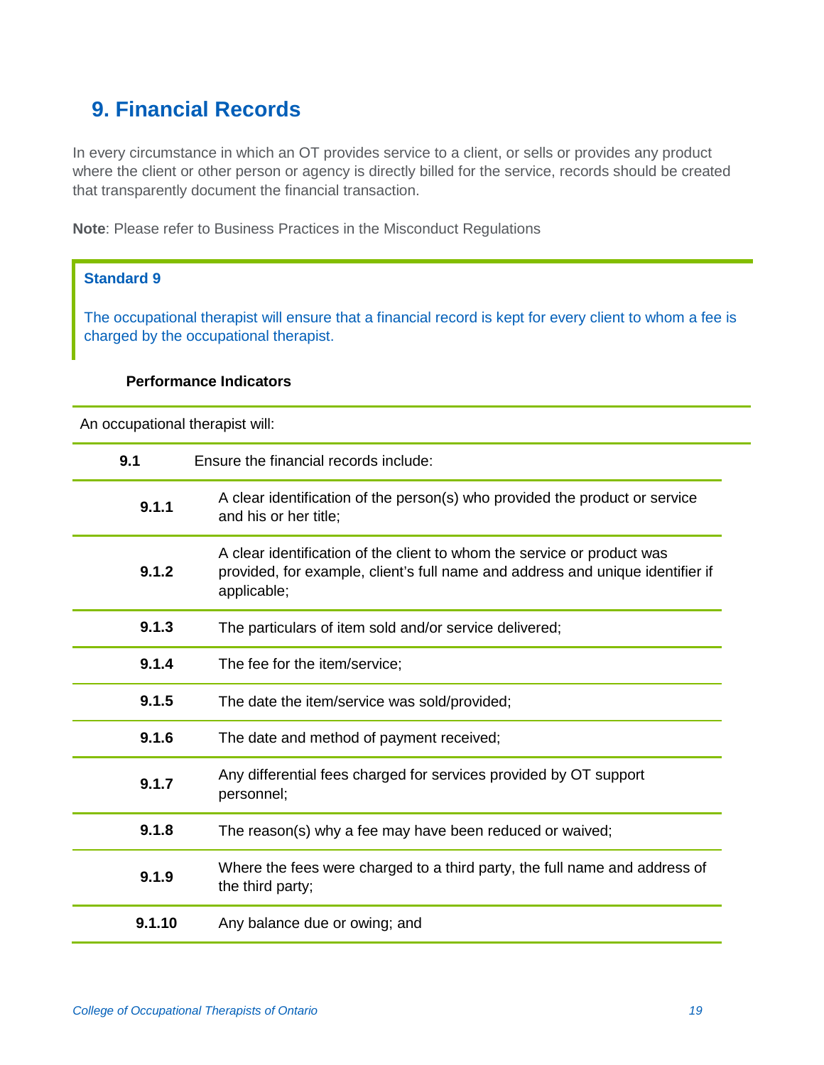## 9. Financial Records

In every circumstance in which an OT provides service to a client, or sells or provides any product where the client or other person or agency is directly billed for the service, records should be created that transparently document the financial transaction.

**Note**: Please refer to Business Practices in the Misconduct Regulations

**Standard 9**

The occupational therapist will ensure that a financial record is kept for every client to whom a fee is charged by the occupational therapist.

**Performance Indicators**

An occupational therapist will:

| | |
|---|---|
| **9.1** | Ensure the financial records include: |
| **9.1.1** | A clear identification of the person(s) who provided the product or service and his or her title; |
| **9.1.2** | A clear identification of the client to whom the service or product was provided, for example, client's full name and address and unique identifier if applicable; |
| **9.1.3** | The particulars of item sold and/or service delivered; |
| **9.1.4** | The fee for the item/service; |
| **9.1.5** | The date the item/service was sold/provided; |
| **9.1.6** | The date and method of payment received; |
| **9.1.7** | Any differential fees charged for services provided by OT support personnel; |
| **9.1.8** | The reason(s) why a fee may have been reduced or waived; |
| **9.1.9** | Where the fees were charged to a third party, the full name and address of the third party; |
| **9.1.10** | Any balance due or owing; and |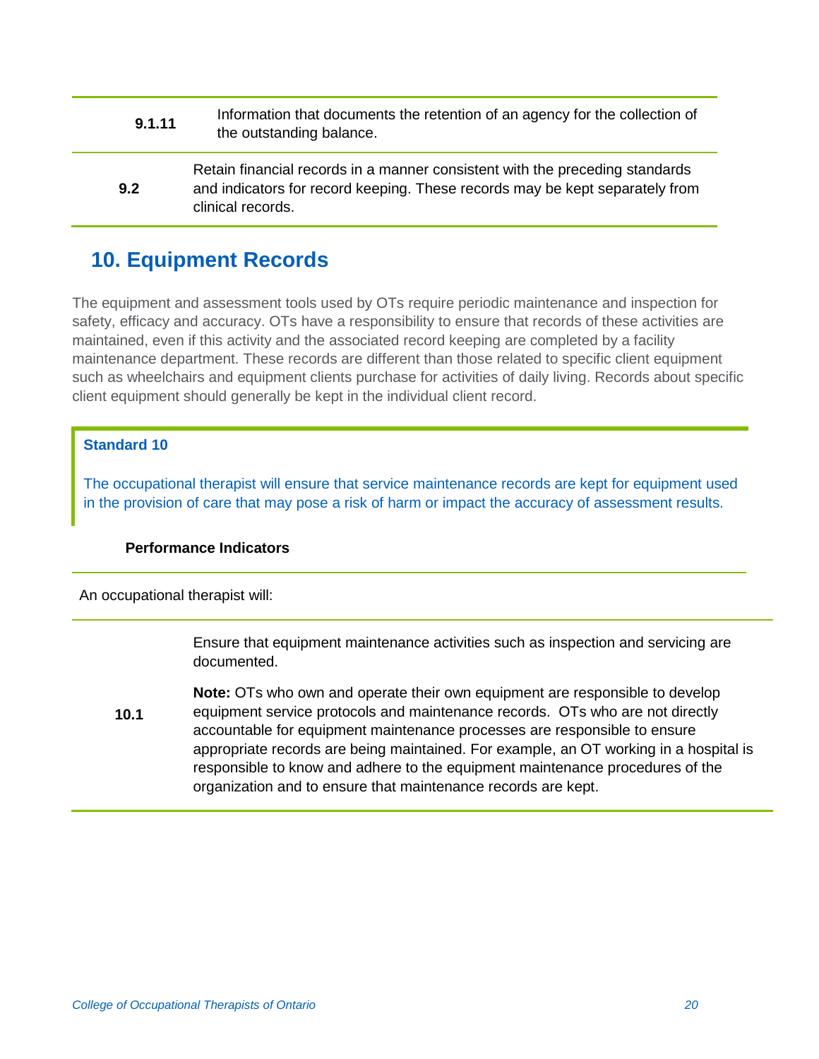| | |
|---|---|
| **9.1.11** | Information that documents the retention of an agency for the collection of the outstanding balance. |
| **9.2** | Retain financial records in a manner consistent with the preceding standards and indicators for record keeping. These records may be kept separately from clinical records. |

## 10. Equipment Records

The equipment and assessment tools used by OTs require periodic maintenance and inspection for safety, efficacy and accuracy. OTs have a responsibility to ensure that records of these activities are maintained, even if this activity and the associated record keeping are completed by a facility maintenance department. These records are different than those related to specific client equipment such as wheelchairs and equipment clients purchase for activities of daily living. Records about specific client equipment should generally be kept in the individual client record.

**Standard 10**

The occupational therapist will ensure that service maintenance records are kept for equipment used in the provision of care that may pose a risk of harm or impact the accuracy of assessment results.

**Performance Indicators**

An occupational therapist will:

| | |
|---|---|
| **10.1** | Ensure that equipment maintenance activities such as inspection and servicing are documented.<br><br>**Note:** OTs who own and operate their own equipment are responsible to develop equipment service protocols and maintenance records. OTs who are not directly accountable for equipment maintenance processes are responsible to ensure appropriate records are being maintained. For example, an OT working in a hospital is responsible to know and adhere to the equipment maintenance procedures of the organization and to ensure that maintenance records are kept. |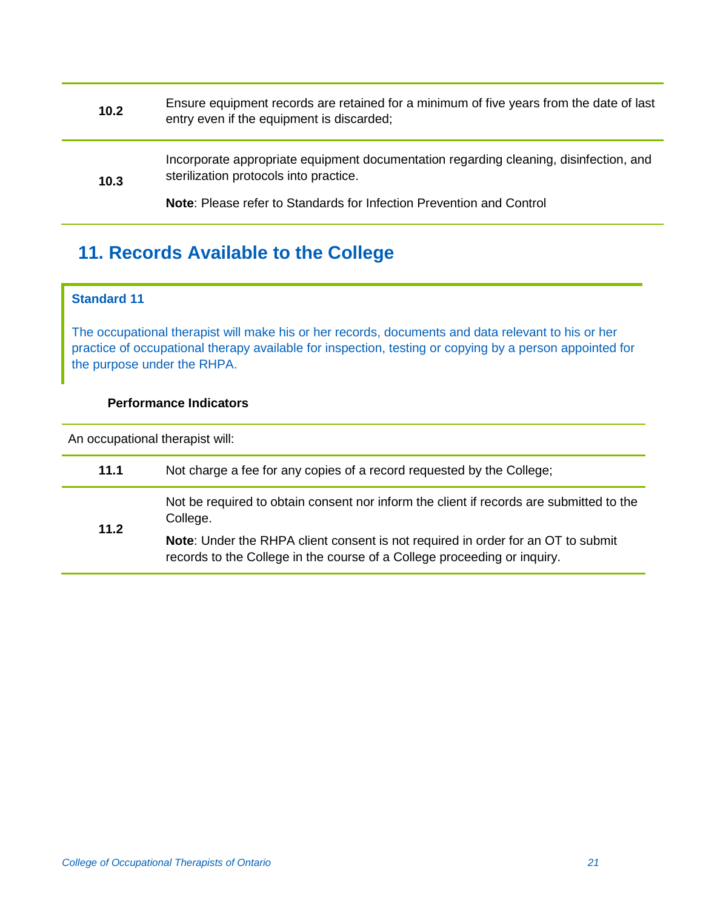| | |
|---|---|
| **10.2** | Ensure equipment records are retained for a minimum of five years from the date of last entry even if the equipment is discarded; |
| **10.3** | Incorporate appropriate equipment documentation regarding cleaning, disinfection, and sterilization protocols into practice.<br><br>**Note**: Please refer to Standards for Infection Prevention and Control |

## 11. Records Available to the College

**Standard 11**

The occupational therapist will make his or her records, documents and data relevant to his or her practice of occupational therapy available for inspection, testing or copying by a person appointed for the purpose under the RHPA.

**Performance Indicators**

An occupational therapist will:

| | |
|---|---|
| **11.1** | Not charge a fee for any copies of a record requested by the College; |
| **11.2** | Not be required to obtain consent nor inform the client if records are submitted to the College.<br><br>**Note**: Under the RHPA client consent is not required in order for an OT to submit records to the College in the course of a College proceeding or inquiry. |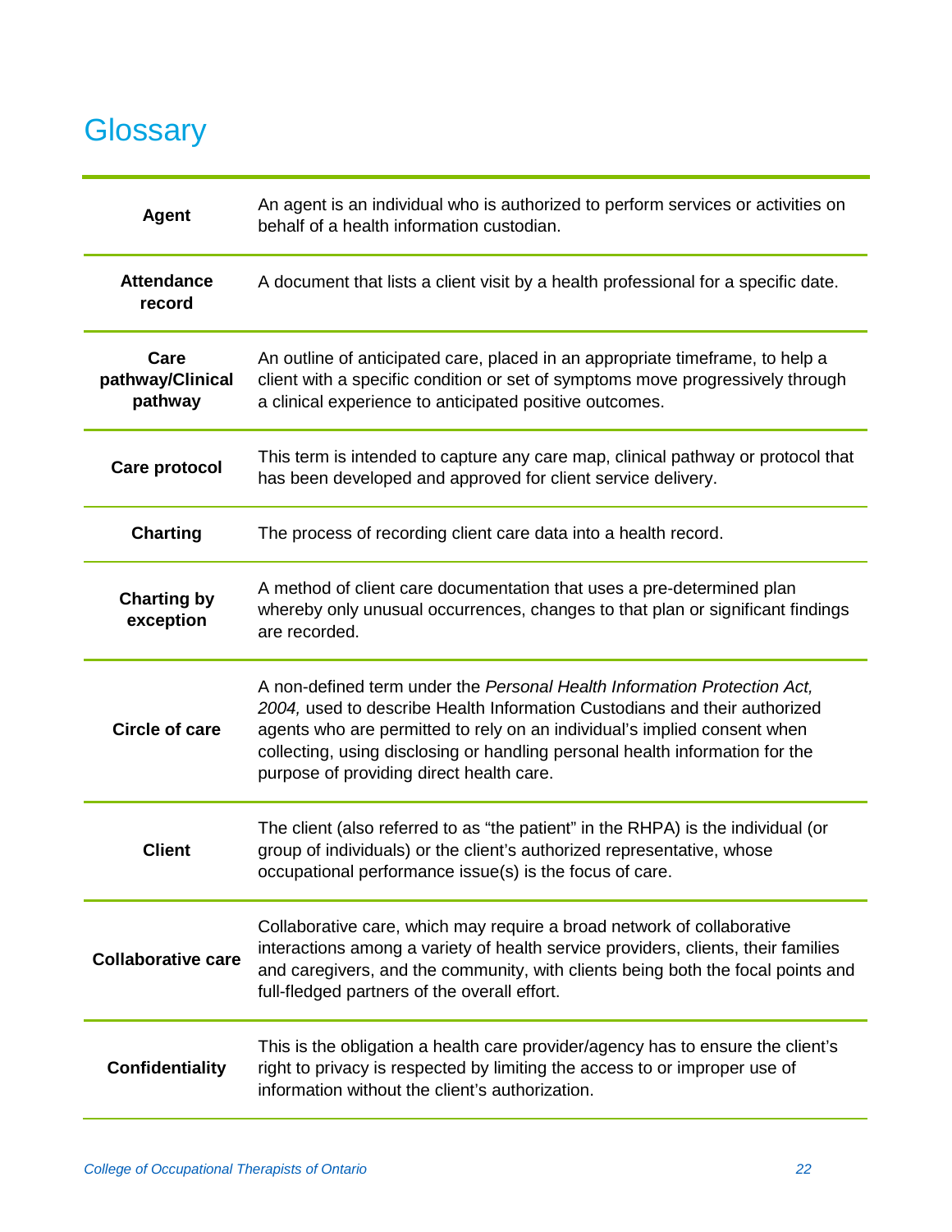# Glossary

| Term | Definition |
|---|---|
| **Agent** | An agent is an individual who is authorized to perform services or activities on behalf of a health information custodian. |
| **Attendance record** | A document that lists a client visit by a health professional for a specific date. |
| **Care pathway/Clinical pathway** | An outline of anticipated care, placed in an appropriate timeframe, to help a client with a specific condition or set of symptoms move progressively through a clinical experience to anticipated positive outcomes. |
| **Care protocol** | This term is intended to capture any care map, clinical pathway or protocol that has been developed and approved for client service delivery. |
| **Charting** | The process of recording client care data into a health record. |
| **Charting by exception** | A method of client care documentation that uses a pre-determined plan whereby only unusual occurrences, changes to that plan or significant findings are recorded. |
| **Circle of care** | A non-defined term under the *Personal Health Information Protection Act, 2004,* used to describe Health Information Custodians and their authorized agents who are permitted to rely on an individual's implied consent when collecting, using disclosing or handling personal health information for the purpose of providing direct health care. |
| **Client** | The client (also referred to as "the patient" in the RHPA) is the individual (or group of individuals) or the client's authorized representative, whose occupational performance issue(s) is the focus of care. |
| **Collaborative care** | Collaborative care, which may require a broad network of collaborative interactions among a variety of health service providers, clients, their families and caregivers, and the community, with clients being both the focal points and full-fledged partners of the overall effort. |
| **Confidentiality** | This is the obligation a health care provider/agency has to ensure the client's right to privacy is respected by limiting the access to or improper use of information without the client's authorization. |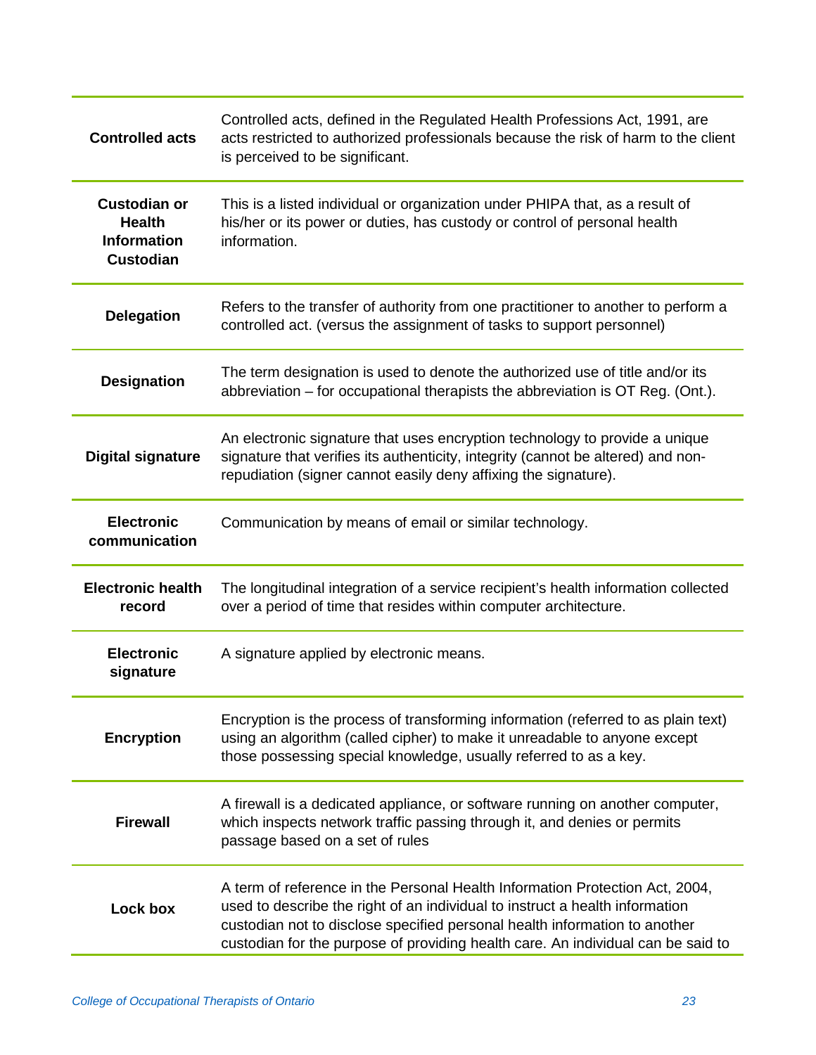| | |
|---|---|
| **Controlled acts** | Controlled acts, defined in the Regulated Health Professions Act, 1991, are acts restricted to authorized professionals because the risk of harm to the client is perceived to be significant. |
| **Custodian or Health Information Custodian** | This is a listed individual or organization under PHIPA that, as a result of his/her or its power or duties, has custody or control of personal health information. |
| **Delegation** | Refers to the transfer of authority from one practitioner to another to perform a controlled act. (versus the assignment of tasks to support personnel) |
| **Designation** | The term designation is used to denote the authorized use of title and/or its abbreviation – for occupational therapists the abbreviation is OT Reg. (Ont.). |
| **Digital signature** | An electronic signature that uses encryption technology to provide a unique signature that verifies its authenticity, integrity (cannot be altered) and non-repudiation (signer cannot easily deny affixing the signature). |
| **Electronic communication** | Communication by means of email or similar technology. |
| **Electronic health record** | The longitudinal integration of a service recipient's health information collected over a period of time that resides within computer architecture. |
| **Electronic signature** | A signature applied by electronic means. |
| **Encryption** | Encryption is the process of transforming information (referred to as plain text) using an algorithm (called cipher) to make it unreadable to anyone except those possessing special knowledge, usually referred to as a key. |
| **Firewall** | A firewall is a dedicated appliance, or software running on another computer, which inspects network traffic passing through it, and denies or permits passage based on a set of rules |
| **Lock box** | A term of reference in the Personal Health Information Protection Act, 2004, used to describe the right of an individual to instruct a health information custodian not to disclose specified personal health information to another custodian for the purpose of providing health care. An individual can be said to |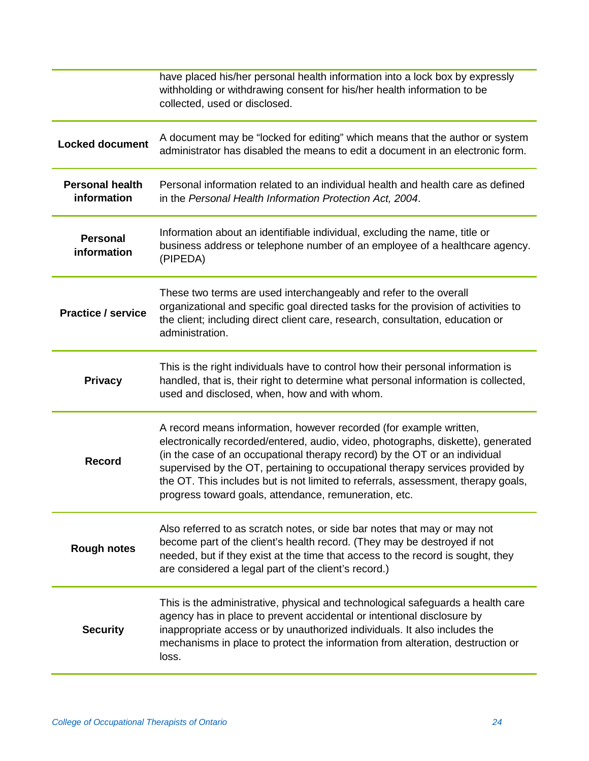| | |
|---|---|
| | have placed his/her personal health information into a lock box by expressly withholding or withdrawing consent for his/her health information to be collected, used or disclosed. |
| **Locked document** | A document may be "locked for editing" which means that the author or system administrator has disabled the means to edit a document in an electronic form. |
| **Personal health information** | Personal information related to an individual health and health care as defined in the *Personal Health Information Protection Act, 2004*. |
| **Personal information** | Information about an identifiable individual, excluding the name, title or business address or telephone number of an employee of a healthcare agency. (PIPEDA) |
| **Practice / service** | These two terms are used interchangeably and refer to the overall organizational and specific goal directed tasks for the provision of activities to the client; including direct client care, research, consultation, education or administration. |
| **Privacy** | This is the right individuals have to control how their personal information is handled, that is, their right to determine what personal information is collected, used and disclosed, when, how and with whom. |
| **Record** | A record means information, however recorded (for example written, electronically recorded/entered, audio, video, photographs, diskette), generated (in the case of an occupational therapy record) by the OT or an individual supervised by the OT, pertaining to occupational therapy services provided by the OT. This includes but is not limited to referrals, assessment, therapy goals, progress toward goals, attendance, remuneration, etc. |
| **Rough notes** | Also referred to as scratch notes, or side bar notes that may or may not become part of the client's health record. (They may be destroyed if not needed, but if they exist at the time that access to the record is sought, they are considered a legal part of the client's record.) |
| **Security** | This is the administrative, physical and technological safeguards a health care agency has in place to prevent accidental or intentional disclosure by inappropriate access or by unauthorized individuals. It also includes the mechanisms in place to protect the information from alteration, destruction or loss. |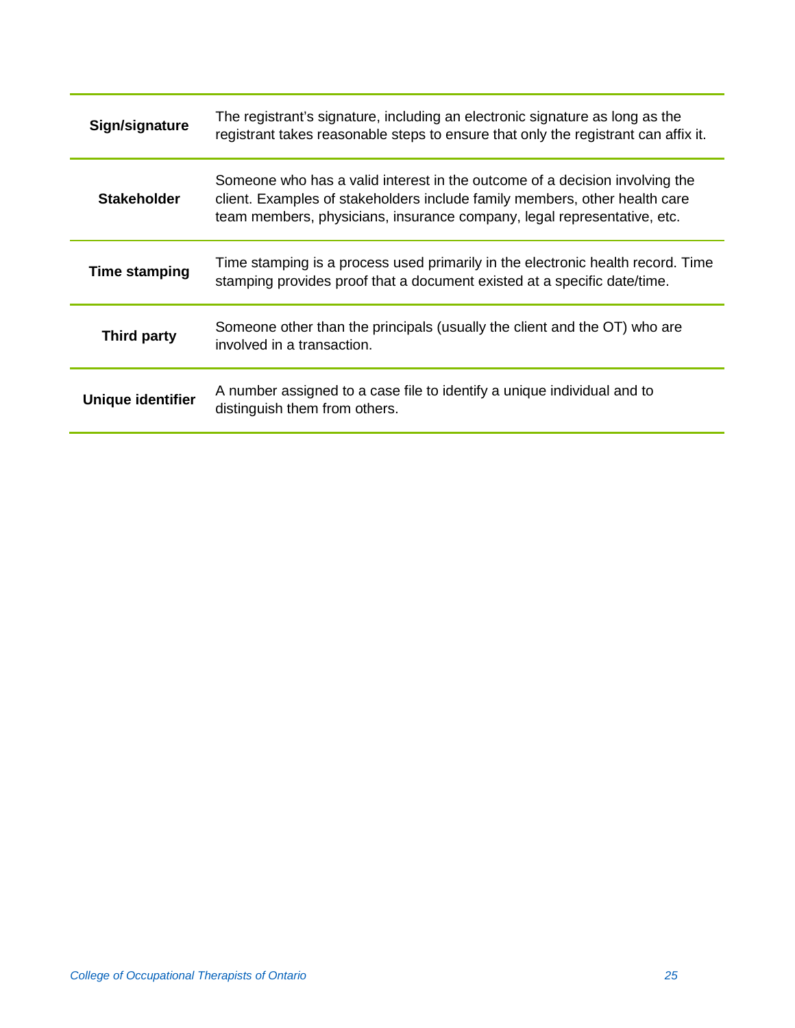| | |
|---|---|
| **Sign/signature** | The registrant's signature, including an electronic signature as long as the registrant takes reasonable steps to ensure that only the registrant can affix it. |
| **Stakeholder** | Someone who has a valid interest in the outcome of a decision involving the client. Examples of stakeholders include family members, other health care team members, physicians, insurance company, legal representative, etc. |
| **Time stamping** | Time stamping is a process used primarily in the electronic health record. Time stamping provides proof that a document existed at a specific date/time. |
| **Third party** | Someone other than the principals (usually the client and the OT) who are involved in a transaction. |
| **Unique identifier** | A number assigned to a case file to identify a unique individual and to distinguish them from others. |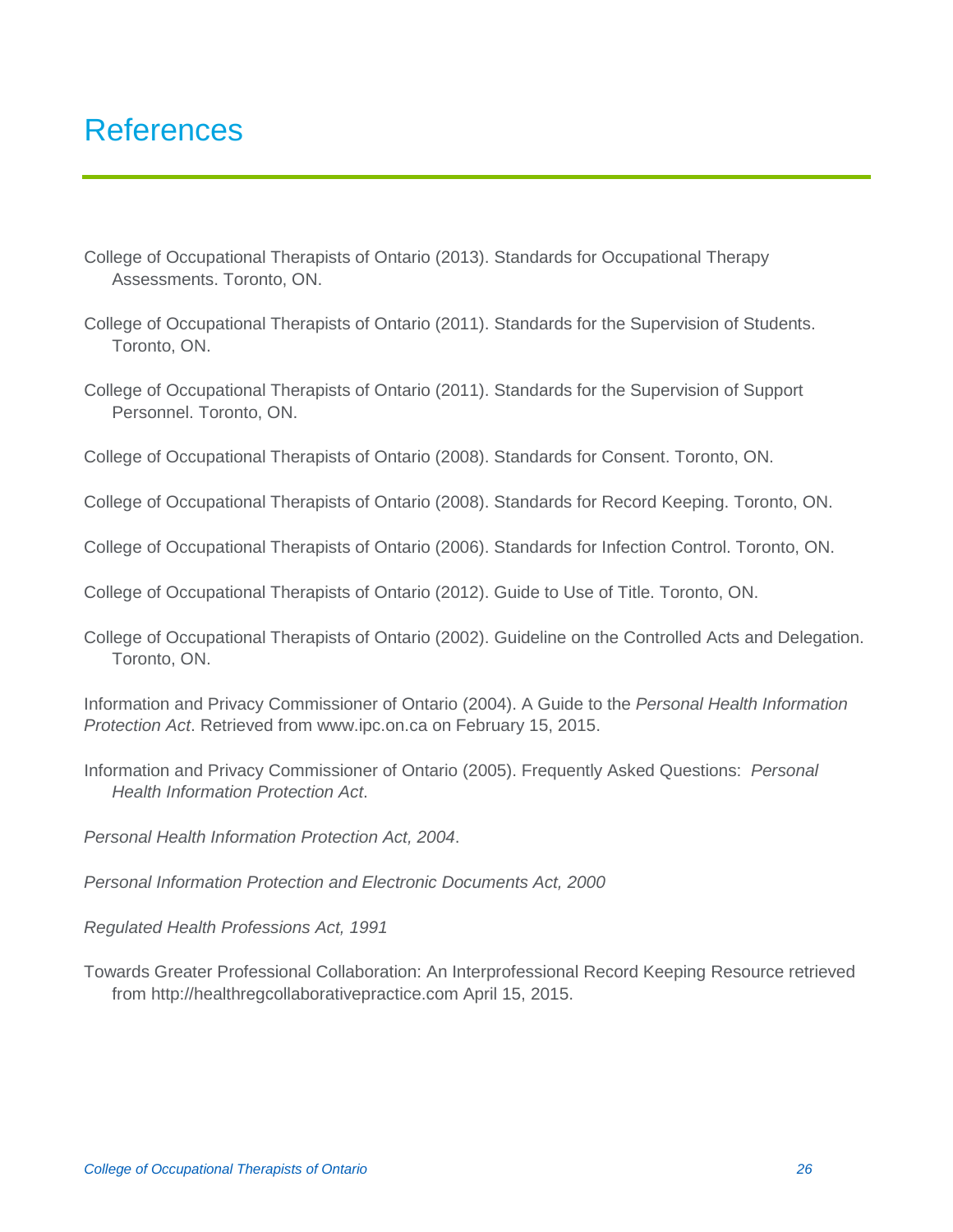# References

College of Occupational Therapists of Ontario (2013). Standards for Occupational Therapy Assessments. Toronto, ON.

College of Occupational Therapists of Ontario (2011). Standards for the Supervision of Students. Toronto, ON.

College of Occupational Therapists of Ontario (2011). Standards for the Supervision of Support Personnel. Toronto, ON.

College of Occupational Therapists of Ontario (2008). Standards for Consent. Toronto, ON.

College of Occupational Therapists of Ontario (2008). Standards for Record Keeping. Toronto, ON.

College of Occupational Therapists of Ontario (2006). Standards for Infection Control. Toronto, ON.

College of Occupational Therapists of Ontario (2012). Guide to Use of Title. Toronto, ON.

College of Occupational Therapists of Ontario (2002). Guideline on the Controlled Acts and Delegation. Toronto, ON.

Information and Privacy Commissioner of Ontario (2004). A Guide to the *Personal Health Information Protection Act*. Retrieved from www.ipc.on.ca on February 15, 2015.

Information and Privacy Commissioner of Ontario (2005). Frequently Asked Questions: *Personal Health Information Protection Act*.

*Personal Health Information Protection Act, 2004*.

*Personal Information Protection and Electronic Documents Act, 2000*

*Regulated Health Professions Act, 1991*

Towards Greater Professional Collaboration: An Interprofessional Record Keeping Resource retrieved from http://healthregcollaborativepractice.com April 15, 2015.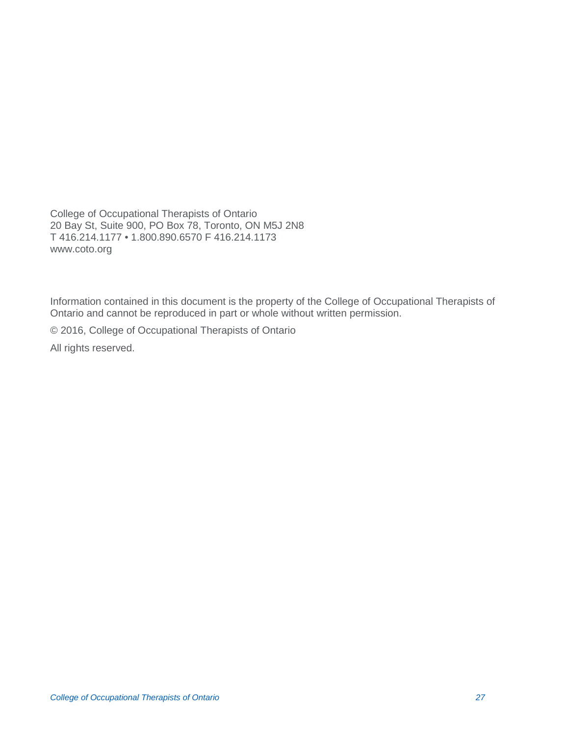College of Occupational Therapists of Ontario
20 Bay St, Suite 900, PO Box 78, Toronto, ON M5J 2N8
T 416.214.1177 • 1.800.890.6570 F 416.214.1173
www.coto.org

Information contained in this document is the property of the College of Occupational Therapists of Ontario and cannot be reproduced in part or whole without written permission.

© 2016, College of Occupational Therapists of Ontario

All rights reserved.